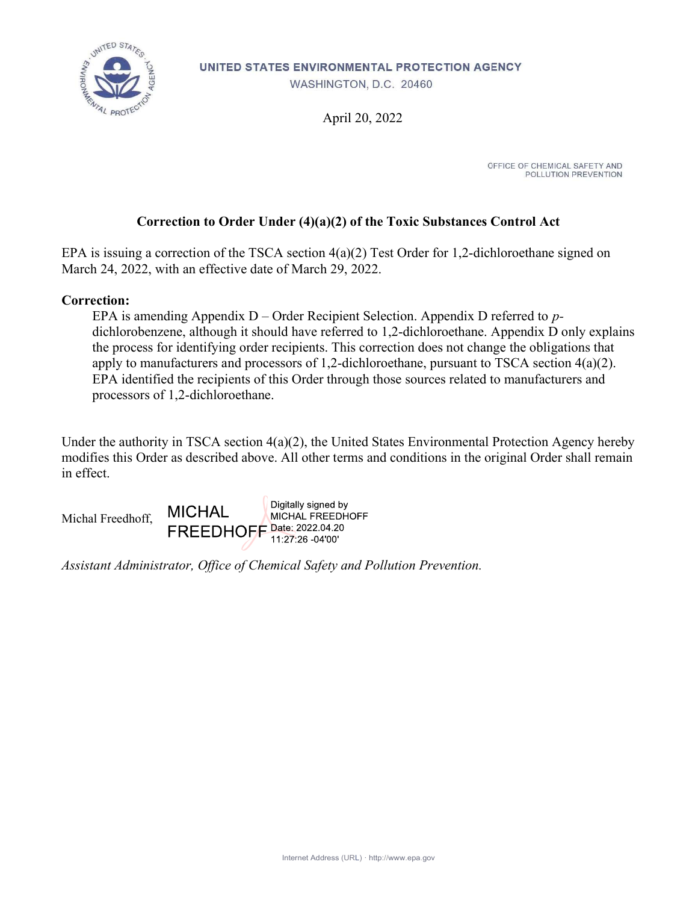UNITED STATES ENVIRONMENTAL PROTECTION AGENCY
WASHINGTON, D.C. 20460

April 20, 2022

OFFICE OF CHEMICAL SAFETY AND POLLUTION PREVENTION

**Correction to Order Under (4)(a)(2) of the Toxic Substances Control Act**

EPA is issuing a correction of the TSCA section 4(a)(2) Test Order for 1,2-dichloroethane signed on March 24, 2022, with an effective date of March 29, 2022.

**Correction:**

EPA is amending Appendix D – Order Recipient Selection. Appendix D referred to *p*-dichlorobenzene, although it should have referred to 1,2-dichloroethane. Appendix D only explains the process for identifying order recipients. This correction does not change the obligations that apply to manufacturers and processors of 1,2-dichloroethane, pursuant to TSCA section 4(a)(2). EPA identified the recipients of this Order through those sources related to manufacturers and processors of 1,2-dichloroethane.

Under the authority in TSCA section 4(a)(2), the United States Environmental Protection Agency hereby modifies this Order as described above. All other terms and conditions in the original Order shall remain in effect.

Michal Freedhoff, MICHAL FREEDHOFF Digitally signed by MICHAL FREEDHOFF Date: 2022.04.20 11:27:26 -04'00'

*Assistant Administrator, Office of Chemical Safety and Pollution Prevention.*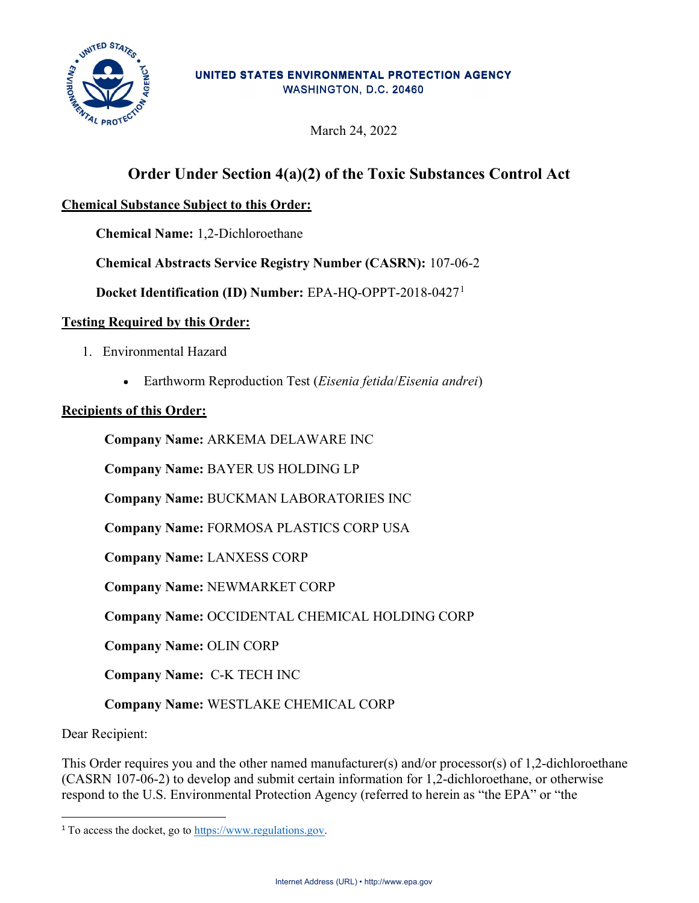UNITED STATES ENVIRONMENTAL PROTECTION AGENCY
WASHINGTON, D.C. 20460

March 24, 2022

# Order Under Section 4(a)(2) of the Toxic Substances Control Act

**Chemical Substance Subject to this Order:**

**Chemical Name:** 1,2-Dichloroethane

**Chemical Abstracts Service Registry Number (CASRN):** 107-06-2

**Docket Identification (ID) Number:** EPA-HQ-OPPT-2018-0427[1]

**Testing Required by this Order:**

1. Environmental Hazard
   - Earthworm Reproduction Test (*Eisenia fetida*/*Eisenia andrei*)

**Recipients of this Order:**

**Company Name:** ARKEMA DELAWARE INC

**Company Name:** BAYER US HOLDING LP

**Company Name:** BUCKMAN LABORATORIES INC

**Company Name:** FORMOSA PLASTICS CORP USA

**Company Name:** LANXESS CORP

**Company Name:** NEWMARKET CORP

**Company Name:** OCCIDENTAL CHEMICAL HOLDING CORP

**Company Name:** OLIN CORP

**Company Name:** C-K TECH INC

**Company Name:** WESTLAKE CHEMICAL CORP

Dear Recipient:

This Order requires you and the other named manufacturer(s) and/or processor(s) of 1,2-dichloroethane (CASRN 107-06-2) to develop and submit certain information for 1,2-dichloroethane, or otherwise respond to the U.S. Environmental Protection Agency (referred to herein as "the EPA" or "the

[1] To access the docket, go to https://www.regulations.gov.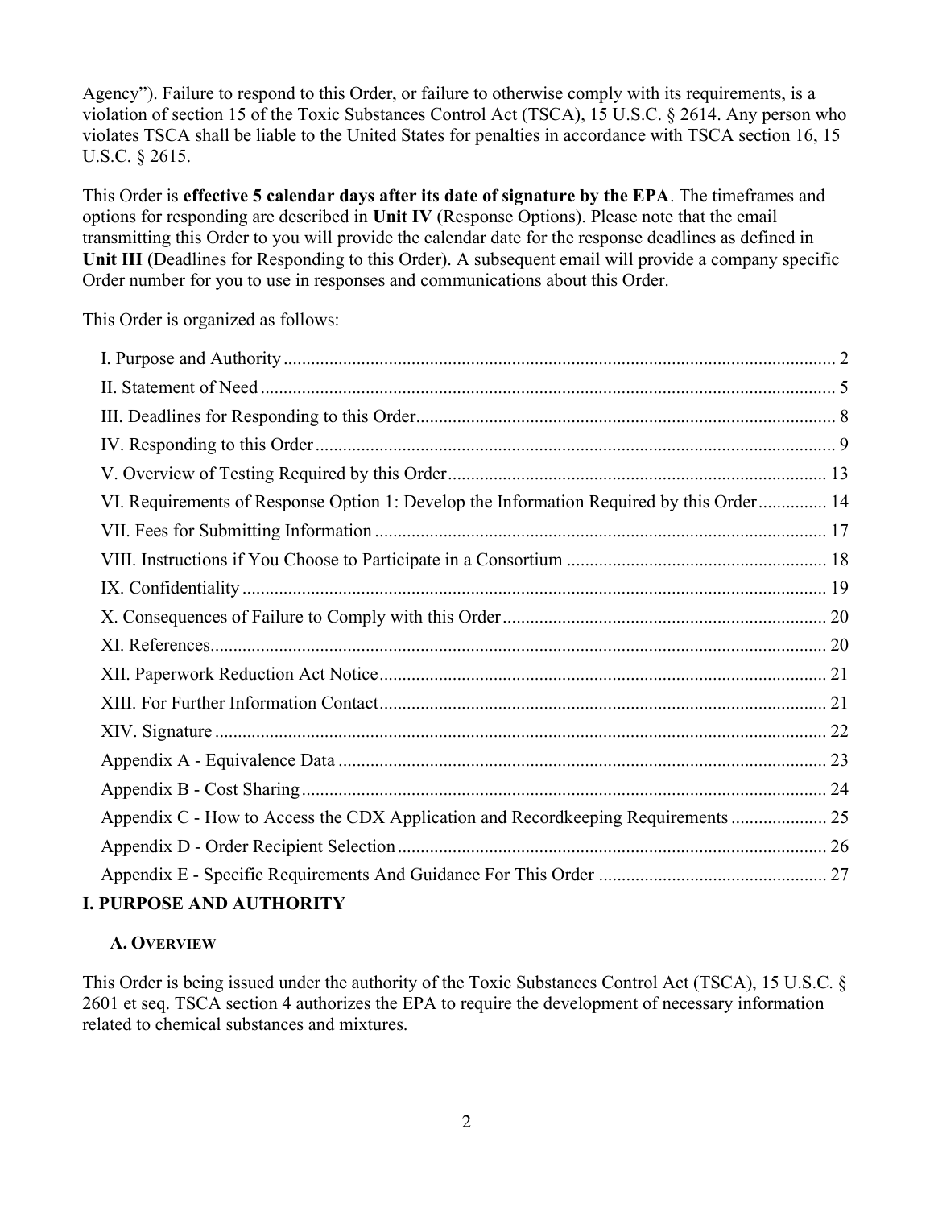Agency"). Failure to respond to this Order, or failure to otherwise comply with its requirements, is a violation of section 15 of the Toxic Substances Control Act (TSCA), 15 U.S.C. § 2614. Any person who violates TSCA shall be liable to the United States for penalties in accordance with TSCA section 16, 15 U.S.C. § 2615.

This Order is **effective 5 calendar days after its date of signature by the EPA**. The timeframes and options for responding are described in **Unit IV** (Response Options). Please note that the email transmitting this Order to you will provide the calendar date for the response deadlines as defined in **Unit III** (Deadlines for Responding to this Order). A subsequent email will provide a company specific Order number for you to use in responses and communications about this Order.

This Order is organized as follows:

- I. Purpose and Authority ........ 2
- II. Statement of Need ........ 5
- III. Deadlines for Responding to this Order ........ 8
- IV. Responding to this Order ........ 9
- V. Overview of Testing Required by this Order ........ 13
- VI. Requirements of Response Option 1: Develop the Information Required by this Order ........ 14
- VII. Fees for Submitting Information ........ 17
- VIII. Instructions if You Choose to Participate in a Consortium ........ 18
- IX. Confidentiality ........ 19
- X. Consequences of Failure to Comply with this Order ........ 20
- XI. References ........ 20
- XII. Paperwork Reduction Act Notice ........ 21
- XIII. For Further Information Contact ........ 21
- XIV. Signature ........ 22
- Appendix A - Equivalence Data ........ 23
- Appendix B - Cost Sharing ........ 24
- Appendix C - How to Access the CDX Application and Recordkeeping Requirements ........ 25
- Appendix D - Order Recipient Selection ........ 26
- Appendix E - Specific Requirements And Guidance For This Order ........ 27

## I. PURPOSE AND AUTHORITY

### A. Overview

This Order is being issued under the authority of the Toxic Substances Control Act (TSCA), 15 U.S.C. § 2601 et seq. TSCA section 4 authorizes the EPA to require the development of necessary information related to chemical substances and mixtures.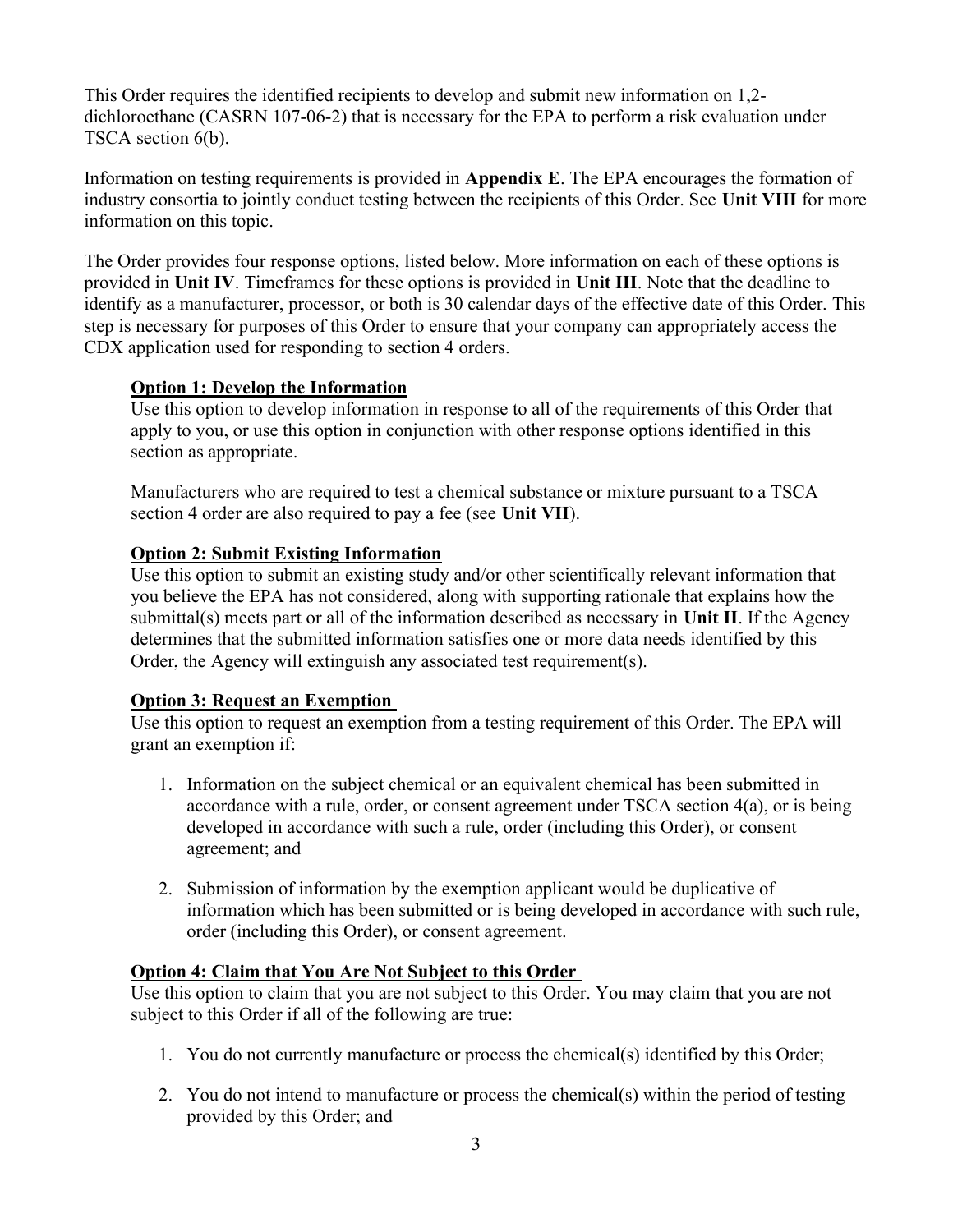This Order requires the identified recipients to develop and submit new information on 1,2-dichloroethane (CASRN 107-06-2) that is necessary for the EPA to perform a risk evaluation under TSCA section 6(b).

Information on testing requirements is provided in **Appendix E**. The EPA encourages the formation of industry consortia to jointly conduct testing between the recipients of this Order. See **Unit VIII** for more information on this topic.

The Order provides four response options, listed below. More information on each of these options is provided in **Unit IV**. Timeframes for these options is provided in **Unit III**. Note that the deadline to identify as a manufacturer, processor, or both is 30 calendar days of the effective date of this Order. This step is necessary for purposes of this Order to ensure that your company can appropriately access the CDX application used for responding to section 4 orders.

**Option 1: Develop the Information**

Use this option to develop information in response to all of the requirements of this Order that apply to you, or use this option in conjunction with other response options identified in this section as appropriate.

Manufacturers who are required to test a chemical substance or mixture pursuant to a TSCA section 4 order are also required to pay a fee (see **Unit VII**).

**Option 2: Submit Existing Information**

Use this option to submit an existing study and/or other scientifically relevant information that you believe the EPA has not considered, along with supporting rationale that explains how the submittal(s) meets part or all of the information described as necessary in **Unit II**. If the Agency determines that the submitted information satisfies one or more data needs identified by this Order, the Agency will extinguish any associated test requirement(s).

**Option 3: Request an Exemption**

Use this option to request an exemption from a testing requirement of this Order. The EPA will grant an exemption if:

1. Information on the subject chemical or an equivalent chemical has been submitted in accordance with a rule, order, or consent agreement under TSCA section 4(a), or is being developed in accordance with such a rule, order (including this Order), or consent agreement; and
2. Submission of information by the exemption applicant would be duplicative of information which has been submitted or is being developed in accordance with such rule, order (including this Order), or consent agreement.

**Option 4: Claim that You Are Not Subject to this Order**

Use this option to claim that you are not subject to this Order. You may claim that you are not subject to this Order if all of the following are true:

1. You do not currently manufacture or process the chemical(s) identified by this Order;
2. You do not intend to manufacture or process the chemical(s) within the period of testing provided by this Order; and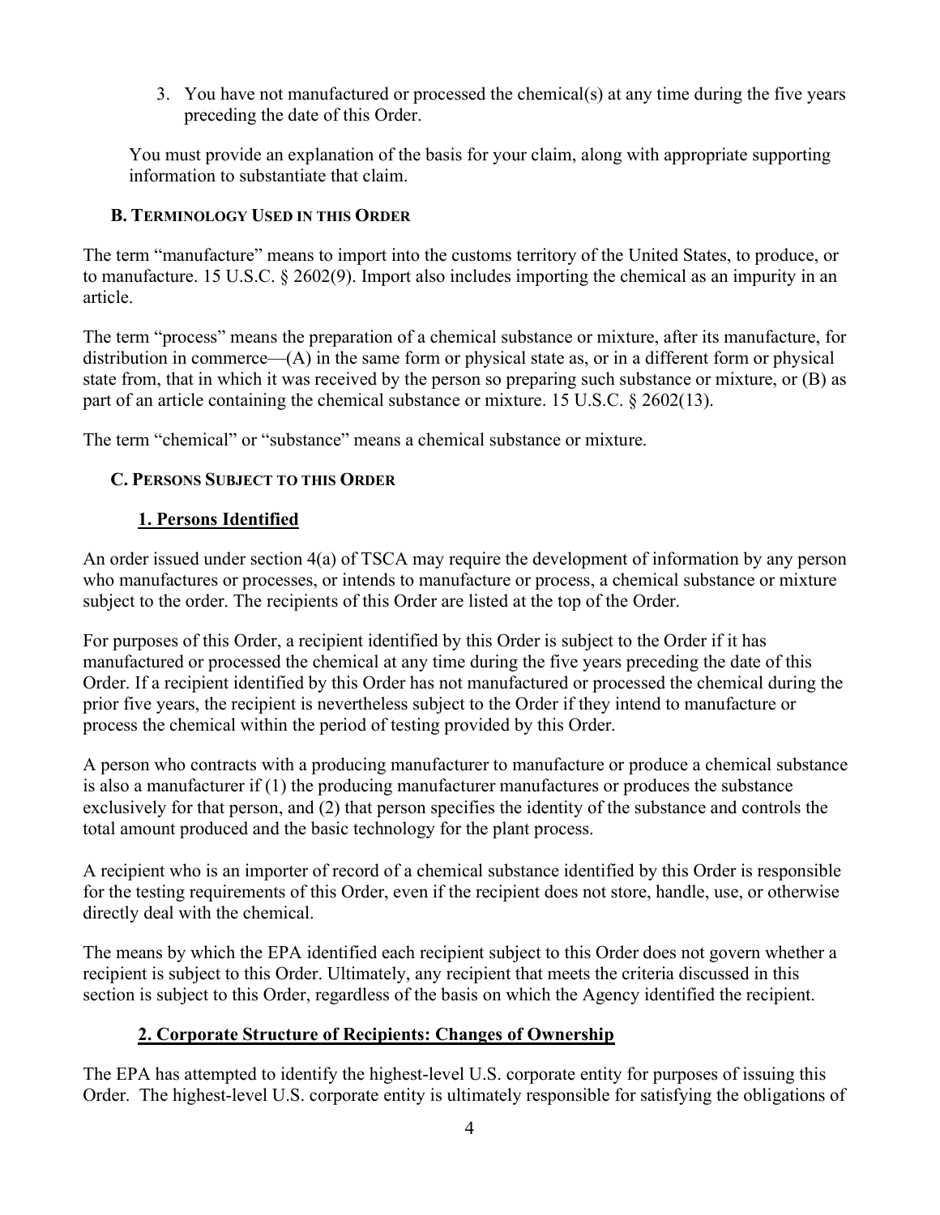3. You have not manufactured or processed the chemical(s) at any time during the five years preceding the date of this Order.

You must provide an explanation of the basis for your claim, along with appropriate supporting information to substantiate that claim.

### B. Terminology Used in this Order

The term "manufacture" means to import into the customs territory of the United States, to produce, or to manufacture. 15 U.S.C. § 2602(9). Import also includes importing the chemical as an impurity in an article.

The term "process" means the preparation of a chemical substance or mixture, after its manufacture, for distribution in commerce—(A) in the same form or physical state as, or in a different form or physical state from, that in which it was received by the person so preparing such substance or mixture, or (B) as part of an article containing the chemical substance or mixture. 15 U.S.C. § 2602(13).

The term "chemical" or "substance" means a chemical substance or mixture.

### C. Persons Subject to this Order

#### 1. Persons Identified

An order issued under section 4(a) of TSCA may require the development of information by any person who manufactures or processes, or intends to manufacture or process, a chemical substance or mixture subject to the order. The recipients of this Order are listed at the top of the Order.

For purposes of this Order, a recipient identified by this Order is subject to the Order if it has manufactured or processed the chemical at any time during the five years preceding the date of this Order. If a recipient identified by this Order has not manufactured or processed the chemical during the prior five years, the recipient is nevertheless subject to the Order if they intend to manufacture or process the chemical within the period of testing provided by this Order.

A person who contracts with a producing manufacturer to manufacture or produce a chemical substance is also a manufacturer if (1) the producing manufacturer manufactures or produces the substance exclusively for that person, and (2) that person specifies the identity of the substance and controls the total amount produced and the basic technology for the plant process.

A recipient who is an importer of record of a chemical substance identified by this Order is responsible for the testing requirements of this Order, even if the recipient does not store, handle, use, or otherwise directly deal with the chemical.

The means by which the EPA identified each recipient subject to this Order does not govern whether a recipient is subject to this Order. Ultimately, any recipient that meets the criteria discussed in this section is subject to this Order, regardless of the basis on which the Agency identified the recipient.

#### 2. Corporate Structure of Recipients: Changes of Ownership

The EPA has attempted to identify the highest-level U.S. corporate entity for purposes of issuing this Order. The highest-level U.S. corporate entity is ultimately responsible for satisfying the obligations of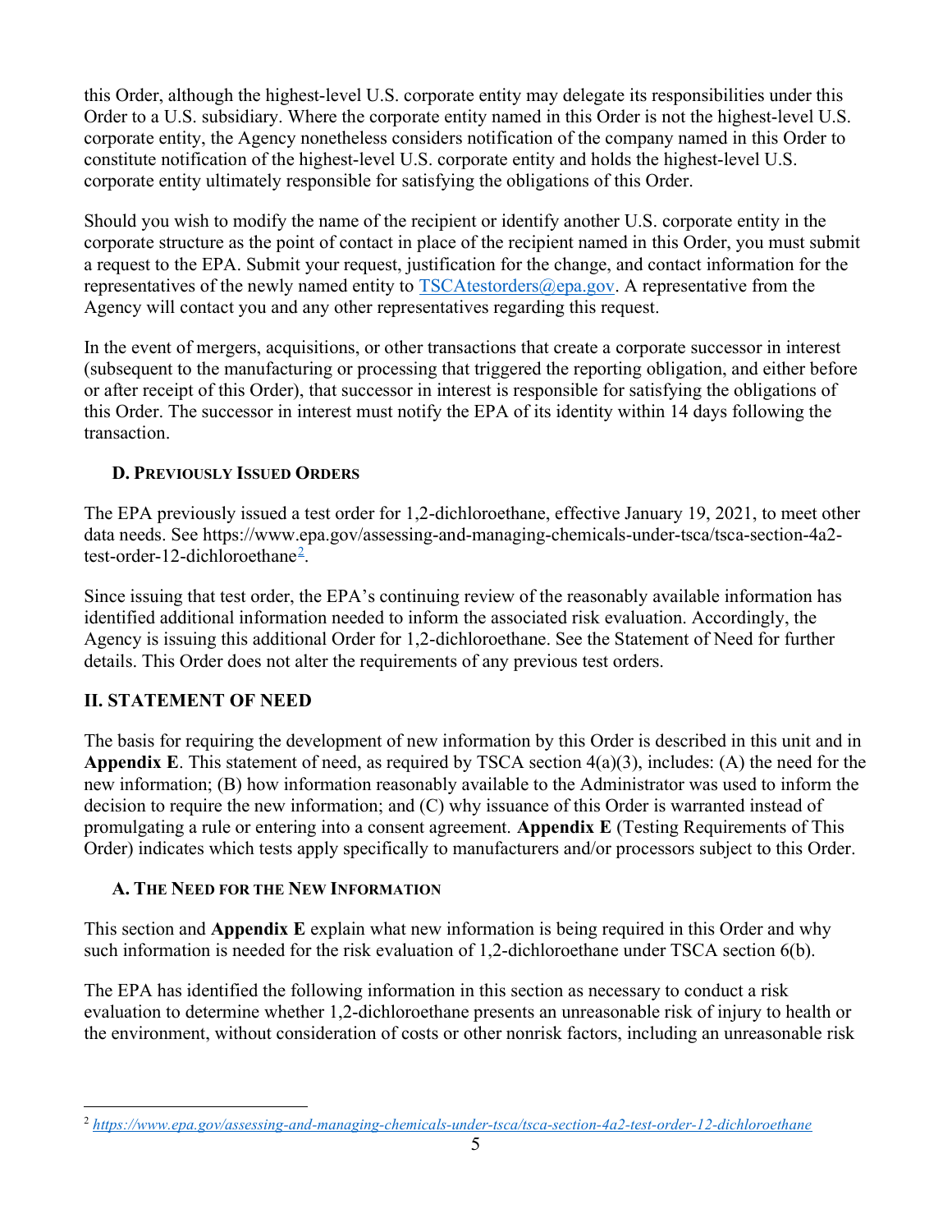this Order, although the highest-level U.S. corporate entity may delegate its responsibilities under this Order to a U.S. subsidiary. Where the corporate entity named in this Order is not the highest-level U.S. corporate entity, the Agency nonetheless considers notification of the company named in this Order to constitute notification of the highest-level U.S. corporate entity and holds the highest-level U.S. corporate entity ultimately responsible for satisfying the obligations of this Order.

Should you wish to modify the name of the recipient or identify another U.S. corporate entity in the corporate structure as the point of contact in place of the recipient named in this Order, you must submit a request to the EPA. Submit your request, justification for the change, and contact information for the representatives of the newly named entity to TSCAtestorders@epa.gov. A representative from the Agency will contact you and any other representatives regarding this request.

In the event of mergers, acquisitions, or other transactions that create a corporate successor in interest (subsequent to the manufacturing or processing that triggered the reporting obligation, and either before or after receipt of this Order), that successor in interest is responsible for satisfying the obligations of this Order. The successor in interest must notify the EPA of its identity within 14 days following the transaction.

### D. Previously Issued Orders

The EPA previously issued a test order for 1,2-dichloroethane, effective January 19, 2021, to meet other data needs. See https://www.epa.gov/assessing-and-managing-chemicals-under-tsca/tsca-section-4a2-test-order-12-dichloroethane[2].

Since issuing that test order, the EPA's continuing review of the reasonably available information has identified additional information needed to inform the associated risk evaluation. Accordingly, the Agency is issuing this additional Order for 1,2-dichloroethane. See the Statement of Need for further details. This Order does not alter the requirements of any previous test orders.

## II. STATEMENT OF NEED

The basis for requiring the development of new information by this Order is described in this unit and in **Appendix E**. This statement of need, as required by TSCA section 4(a)(3), includes: (A) the need for the new information; (B) how information reasonably available to the Administrator was used to inform the decision to require the new information; and (C) why issuance of this Order is warranted instead of promulgating a rule or entering into a consent agreement. **Appendix E** (Testing Requirements of This Order) indicates which tests apply specifically to manufacturers and/or processors subject to this Order.

### A. The Need for the New Information

This section and **Appendix E** explain what new information is being required in this Order and why such information is needed for the risk evaluation of 1,2-dichloroethane under TSCA section 6(b).

The EPA has identified the following information in this section as necessary to conduct a risk evaluation to determine whether 1,2-dichloroethane presents an unreasonable risk of injury to health or the environment, without consideration of costs or other nonrisk factors, including an unreasonable risk

---

[2] *https://www.epa.gov/assessing-and-managing-chemicals-under-tsca/tsca-section-4a2-test-order-12-dichloroethane*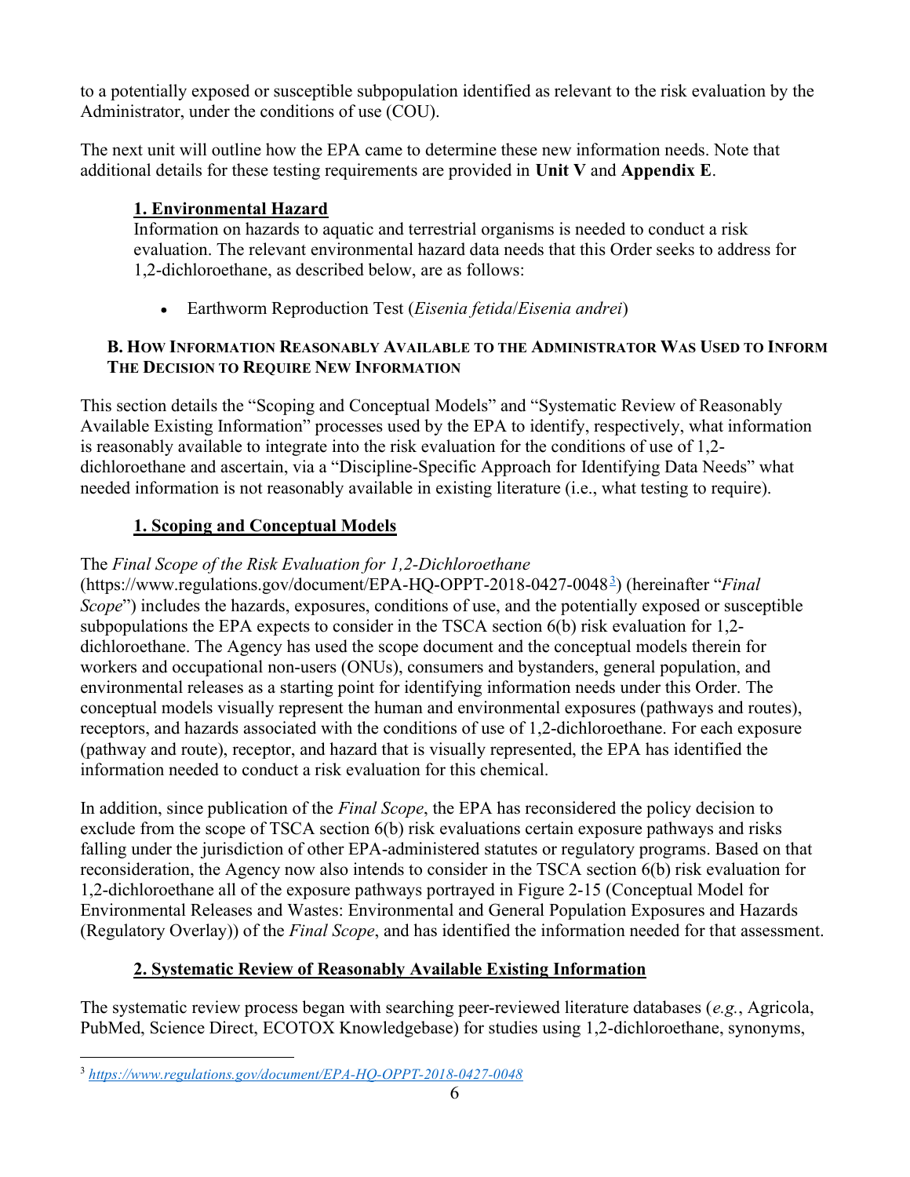to a potentially exposed or susceptible subpopulation identified as relevant to the risk evaluation by the Administrator, under the conditions of use (COU).

The next unit will outline how the EPA came to determine these new information needs. Note that additional details for these testing requirements are provided in **Unit V** and **Appendix E**.

**1. Environmental Hazard**

Information on hazards to aquatic and terrestrial organisms is needed to conduct a risk evaluation. The relevant environmental hazard data needs that this Order seeks to address for 1,2-dichloroethane, as described below, are as follows:

- Earthworm Reproduction Test (*Eisenia fetida*/*Eisenia andrei*)

### B. How Information Reasonably Available to the Administrator Was Used to Inform the Decision to Require New Information

This section details the "Scoping and Conceptual Models" and "Systematic Review of Reasonably Available Existing Information" processes used by the EPA to identify, respectively, what information is reasonably available to integrate into the risk evaluation for the conditions of use of 1,2-dichloroethane and ascertain, via a "Discipline-Specific Approach for Identifying Data Needs" what needed information is not reasonably available in existing literature (i.e., what testing to require).

**1. Scoping and Conceptual Models**

The *Final Scope of the Risk Evaluation for 1,2-Dichloroethane* (https://www.regulations.gov/document/EPA-HQ-OPPT-2018-0427-0048[3]) (hereinafter "*Final Scope*") includes the hazards, exposures, conditions of use, and the potentially exposed or susceptible subpopulations the EPA expects to consider in the TSCA section 6(b) risk evaluation for 1,2-dichloroethane. The Agency has used the scope document and the conceptual models therein for workers and occupational non-users (ONUs), consumers and bystanders, general population, and environmental releases as a starting point for identifying information needs under this Order. The conceptual models visually represent the human and environmental exposures (pathways and routes), receptors, and hazards associated with the conditions of use of 1,2-dichloroethane. For each exposure (pathway and route), receptor, and hazard that is visually represented, the EPA has identified the information needed to conduct a risk evaluation for this chemical.

In addition, since publication of the *Final Scope*, the EPA has reconsidered the policy decision to exclude from the scope of TSCA section 6(b) risk evaluations certain exposure pathways and risks falling under the jurisdiction of other EPA-administered statutes or regulatory programs. Based on that reconsideration, the Agency now also intends to consider in the TSCA section 6(b) risk evaluation for 1,2-dichloroethane all of the exposure pathways portrayed in Figure 2-15 (Conceptual Model for Environmental Releases and Wastes: Environmental and General Population Exposures and Hazards (Regulatory Overlay)) of the *Final Scope*, and has identified the information needed for that assessment.

**2. Systematic Review of Reasonably Available Existing Information**

The systematic review process began with searching peer-reviewed literature databases (*e.g.*, Agricola, PubMed, Science Direct, ECOTOX Knowledgebase) for studies using 1,2-dichloroethane, synonyms,

[3] *https://www.regulations.gov/document/EPA-HQ-OPPT-2018-0427-0048*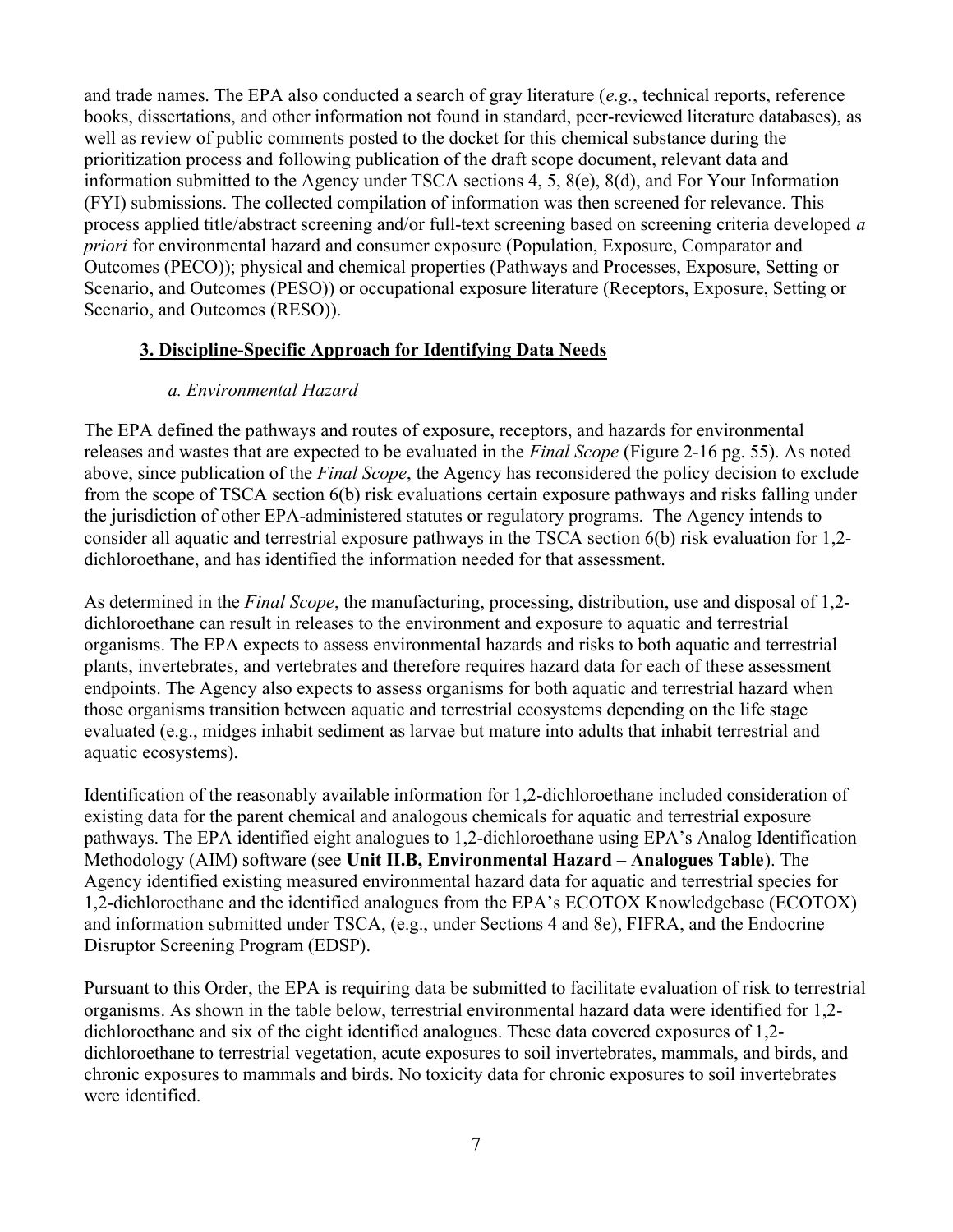and trade names. The EPA also conducted a search of gray literature (*e.g.*, technical reports, reference books, dissertations, and other information not found in standard, peer-reviewed literature databases), as well as review of public comments posted to the docket for this chemical substance during the prioritization process and following publication of the draft scope document, relevant data and information submitted to the Agency under TSCA sections 4, 5, 8(e), 8(d), and For Your Information (FYI) submissions. The collected compilation of information was then screened for relevance. This process applied title/abstract screening and/or full-text screening based on screening criteria developed *a priori* for environmental hazard and consumer exposure (Population, Exposure, Comparator and Outcomes (PECO)); physical and chemical properties (Pathways and Processes, Exposure, Setting or Scenario, and Outcomes (PESO)) or occupational exposure literature (Receptors, Exposure, Setting or Scenario, and Outcomes (RESO)).

## 3. Discipline-Specific Approach for Identifying Data Needs

### *a. Environmental Hazard*

The EPA defined the pathways and routes of exposure, receptors, and hazards for environmental releases and wastes that are expected to be evaluated in the *Final Scope* (Figure 2-16 pg. 55). As noted above, since publication of the *Final Scope*, the Agency has reconsidered the policy decision to exclude from the scope of TSCA section 6(b) risk evaluations certain exposure pathways and risks falling under the jurisdiction of other EPA-administered statutes or regulatory programs. The Agency intends to consider all aquatic and terrestrial exposure pathways in the TSCA section 6(b) risk evaluation for 1,2-dichloroethane, and has identified the information needed for that assessment.

As determined in the *Final Scope*, the manufacturing, processing, distribution, use and disposal of 1,2-dichloroethane can result in releases to the environment and exposure to aquatic and terrestrial organisms. The EPA expects to assess environmental hazards and risks to both aquatic and terrestrial plants, invertebrates, and vertebrates and therefore requires hazard data for each of these assessment endpoints. The Agency also expects to assess organisms for both aquatic and terrestrial hazard when those organisms transition between aquatic and terrestrial ecosystems depending on the life stage evaluated (e.g., midges inhabit sediment as larvae but mature into adults that inhabit terrestrial and aquatic ecosystems).

Identification of the reasonably available information for 1,2-dichloroethane included consideration of existing data for the parent chemical and analogous chemicals for aquatic and terrestrial exposure pathways. The EPA identified eight analogues to 1,2-dichloroethane using EPA's Analog Identification Methodology (AIM) software (see **Unit II.B, Environmental Hazard – Analogues Table**). The Agency identified existing measured environmental hazard data for aquatic and terrestrial species for 1,2-dichloroethane and the identified analogues from the EPA's ECOTOX Knowledgebase (ECOTOX) and information submitted under TSCA, (e.g., under Sections 4 and 8e), FIFRA, and the Endocrine Disruptor Screening Program (EDSP).

Pursuant to this Order, the EPA is requiring data be submitted to facilitate evaluation of risk to terrestrial organisms. As shown in the table below, terrestrial environmental hazard data were identified for 1,2-dichloroethane and six of the eight identified analogues. These data covered exposures of 1,2-dichloroethane to terrestrial vegetation, acute exposures to soil invertebrates, mammals, and birds, and chronic exposures to mammals and birds. No toxicity data for chronic exposures to soil invertebrates were identified.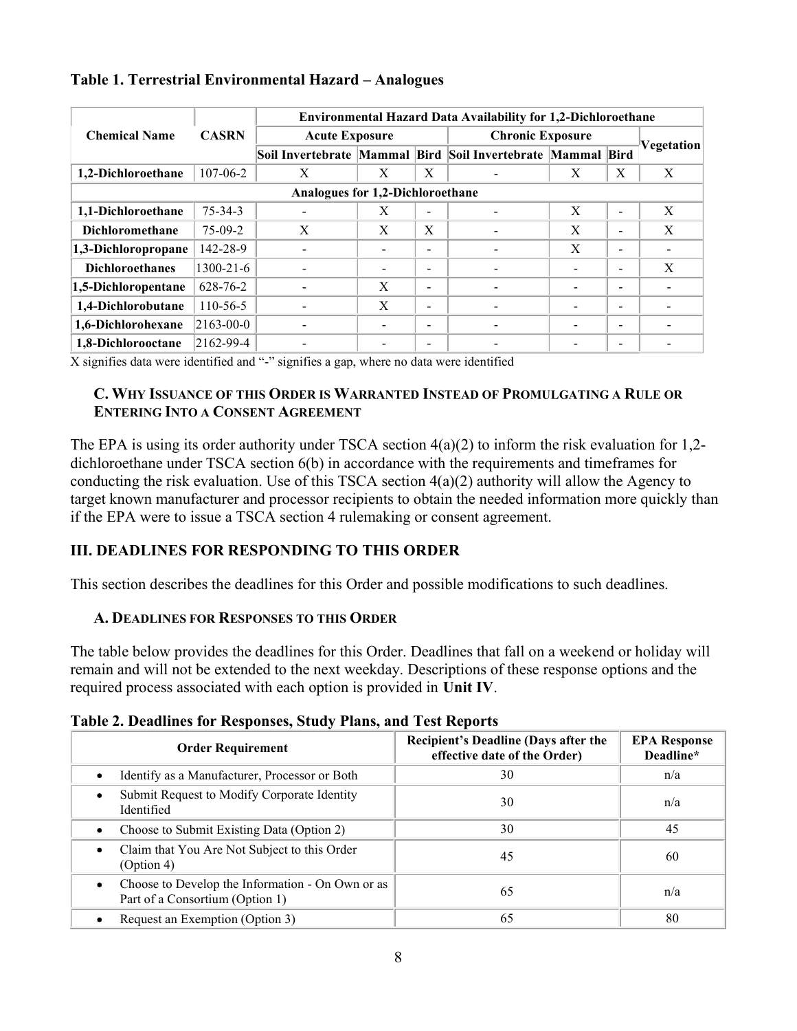**Table 1. Terrestrial Environmental Hazard – Analogues**

| Chemical Name | CASRN | Environmental Hazard Data Availability for 1,2-Dichloroethane | | | | | | |
|---|---|---|---|---|---|---|---|---|
| | | Acute Exposure | | | Chronic Exposure | | | Vegetation |
| | | Soil Invertebrate | Mammal | Bird | Soil Invertebrate | Mammal | Bird | |
| **1,2-Dichloroethane** | 107-06-2 | X | X | X | - | X | X | X |
| **Analogues for 1,2-Dichloroethane** | | | | | | | | |
| **1,1-Dichloroethane** | 75-34-3 | - | X | - | - | X | - | X |
| **Dichloromethane** | 75-09-2 | X | X | X | - | X | - | X |
| **1,3-Dichloropropane** | 142-28-9 | - | - | - | - | X | - | - |
| **Dichloroethanes** | 1300-21-6 | - | - | - | - | - | - | X |
| **1,5-Dichloropentane** | 628-76-2 | - | X | - | - | - | - | - |
| **1,4-Dichlorobutane** | 110-56-5 | - | X | - | - | - | - | - |
| **1,6-Dichlorohexane** | 2163-00-0 | - | - | - | - | - | - | - |
| **1,8-Dichlorooctane** | 2162-99-4 | - | - | - | - | - | - | - |

X signifies data were identified and "-" signifies a gap, where no data were identified

### C. Why Issuance of this Order is Warranted Instead of Promulgating a Rule or Entering Into a Consent Agreement

The EPA is using its order authority under TSCA section 4(a)(2) to inform the risk evaluation for 1,2-dichloroethane under TSCA section 6(b) in accordance with the requirements and timeframes for conducting the risk evaluation. Use of this TSCA section 4(a)(2) authority will allow the Agency to target known manufacturer and processor recipients to obtain the needed information more quickly than if the EPA were to issue a TSCA section 4 rulemaking or consent agreement.

## III. DEADLINES FOR RESPONDING TO THIS ORDER

This section describes the deadlines for this Order and possible modifications to such deadlines.

### A. Deadlines for Responses to this Order

The table below provides the deadlines for this Order. Deadlines that fall on a weekend or holiday will remain and will not be extended to the next weekday. Descriptions of these response options and the required process associated with each option is provided in **Unit IV**.

**Table 2. Deadlines for Responses, Study Plans, and Test Reports**

| Order Requirement | Recipient's Deadline (Days after the effective date of the Order) | EPA Response Deadline* |
|---|---|---|
| • Identify as a Manufacturer, Processor or Both | 30 | n/a |
| • Submit Request to Modify Corporate Identity Identified | 30 | n/a |
| • Choose to Submit Existing Data (Option 2) | 30 | 45 |
| • Claim that You Are Not Subject to this Order (Option 4) | 45 | 60 |
| • Choose to Develop the Information - On Own or as Part of a Consortium (Option 1) | 65 | n/a |
| • Request an Exemption (Option 3) | 65 | 80 |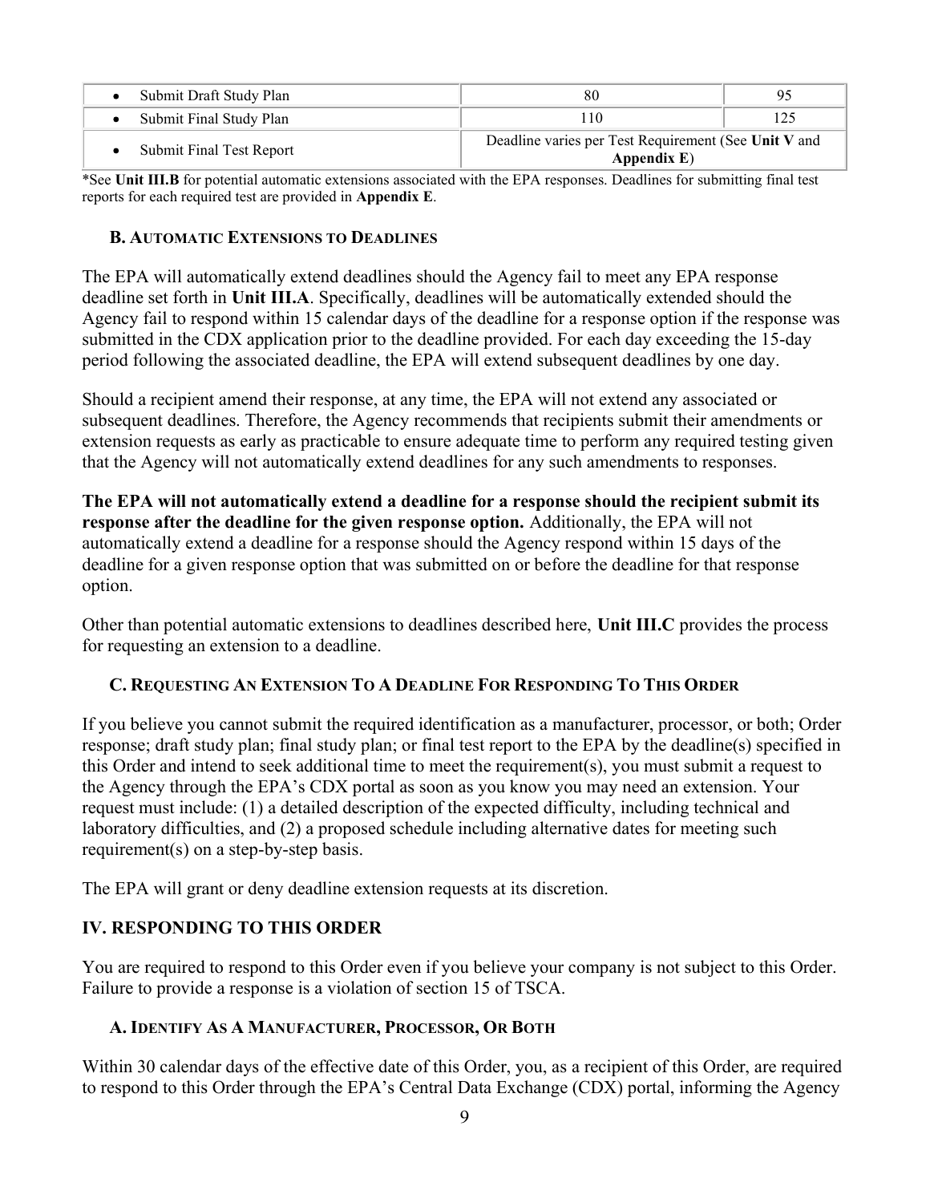| | | |
|---|---|---|
| • Submit Draft Study Plan | 80 | 95 |
| • Submit Final Study Plan | 110 | 125 |
| • Submit Final Test Report | Deadline varies per Test Requirement (See **Unit V** and **Appendix E**) | |

*See **Unit III.B** for potential automatic extensions associated with the EPA responses. Deadlines for submitting final test reports for each required test are provided in **Appendix E**.

### B. Automatic Extensions to Deadlines

The EPA will automatically extend deadlines should the Agency fail to meet any EPA response deadline set forth in **Unit III.A**. Specifically, deadlines will be automatically extended should the Agency fail to respond within 15 calendar days of the deadline for a response option if the response was submitted in the CDX application prior to the deadline provided. For each day exceeding the 15-day period following the associated deadline, the EPA will extend subsequent deadlines by one day.

Should a recipient amend their response, at any time, the EPA will not extend any associated or subsequent deadlines. Therefore, the Agency recommends that recipients submit their amendments or extension requests as early as practicable to ensure adequate time to perform any required testing given that the Agency will not automatically extend deadlines for any such amendments to responses.

**The EPA will not automatically extend a deadline for a response should the recipient submit its response after the deadline for the given response option.** Additionally, the EPA will not automatically extend a deadline for a response should the Agency respond within 15 days of the deadline for a given response option that was submitted on or before the deadline for that response option.

Other than potential automatic extensions to deadlines described here, **Unit III.C** provides the process for requesting an extension to a deadline.

### C. Requesting an Extension to a Deadline for Responding to This Order

If you believe you cannot submit the required identification as a manufacturer, processor, or both; Order response; draft study plan; final study plan; or final test report to the EPA by the deadline(s) specified in this Order and intend to seek additional time to meet the requirement(s), you must submit a request to the Agency through the EPA's CDX portal as soon as you know you may need an extension. Your request must include: (1) a detailed description of the expected difficulty, including technical and laboratory difficulties, and (2) a proposed schedule including alternative dates for meeting such requirement(s) on a step-by-step basis.

The EPA will grant or deny deadline extension requests at its discretion.

## IV. RESPONDING TO THIS ORDER

You are required to respond to this Order even if you believe your company is not subject to this Order. Failure to provide a response is a violation of section 15 of TSCA.

### A. Identify as a Manufacturer, Processor, or Both

Within 30 calendar days of the effective date of this Order, you, as a recipient of this Order, are required to respond to this Order through the EPA's Central Data Exchange (CDX) portal, informing the Agency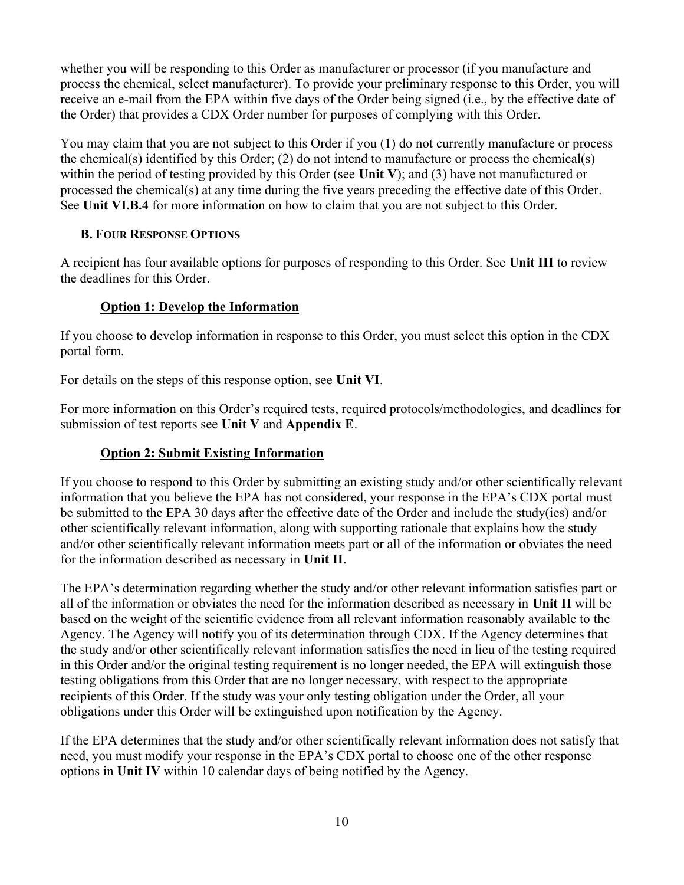whether you will be responding to this Order as manufacturer or processor (if you manufacture and process the chemical, select manufacturer). To provide your preliminary response to this Order, you will receive an e-mail from the EPA within five days of the Order being signed (i.e., by the effective date of the Order) that provides a CDX Order number for purposes of complying with this Order.

You may claim that you are not subject to this Order if you (1) do not currently manufacture or process the chemical(s) identified by this Order; (2) do not intend to manufacture or process the chemical(s) within the period of testing provided by this Order (see **Unit V**); and (3) have not manufactured or processed the chemical(s) at any time during the five years preceding the effective date of this Order. See **Unit VI.B.4** for more information on how to claim that you are not subject to this Order.

### B. Four Response Options

A recipient has four available options for purposes of responding to this Order. See **Unit III** to review the deadlines for this Order.

#### Option 1: Develop the Information

If you choose to develop information in response to this Order, you must select this option in the CDX portal form.

For details on the steps of this response option, see **Unit VI**.

For more information on this Order's required tests, required protocols/methodologies, and deadlines for submission of test reports see **Unit V** and **Appendix E**.

#### Option 2: Submit Existing Information

If you choose to respond to this Order by submitting an existing study and/or other scientifically relevant information that you believe the EPA has not considered, your response in the EPA's CDX portal must be submitted to the EPA 30 days after the effective date of the Order and include the study(ies) and/or other scientifically relevant information, along with supporting rationale that explains how the study and/or other scientifically relevant information meets part or all of the information or obviates the need for the information described as necessary in **Unit II**.

The EPA's determination regarding whether the study and/or other relevant information satisfies part or all of the information or obviates the need for the information described as necessary in **Unit II** will be based on the weight of the scientific evidence from all relevant information reasonably available to the Agency. The Agency will notify you of its determination through CDX. If the Agency determines that the study and/or other scientifically relevant information satisfies the need in lieu of the testing required in this Order and/or the original testing requirement is no longer needed, the EPA will extinguish those testing obligations from this Order that are no longer necessary, with respect to the appropriate recipients of this Order. If the study was your only testing obligation under the Order, all your obligations under this Order will be extinguished upon notification by the Agency.

If the EPA determines that the study and/or other scientifically relevant information does not satisfy that need, you must modify your response in the EPA's CDX portal to choose one of the other response options in **Unit IV** within 10 calendar days of being notified by the Agency.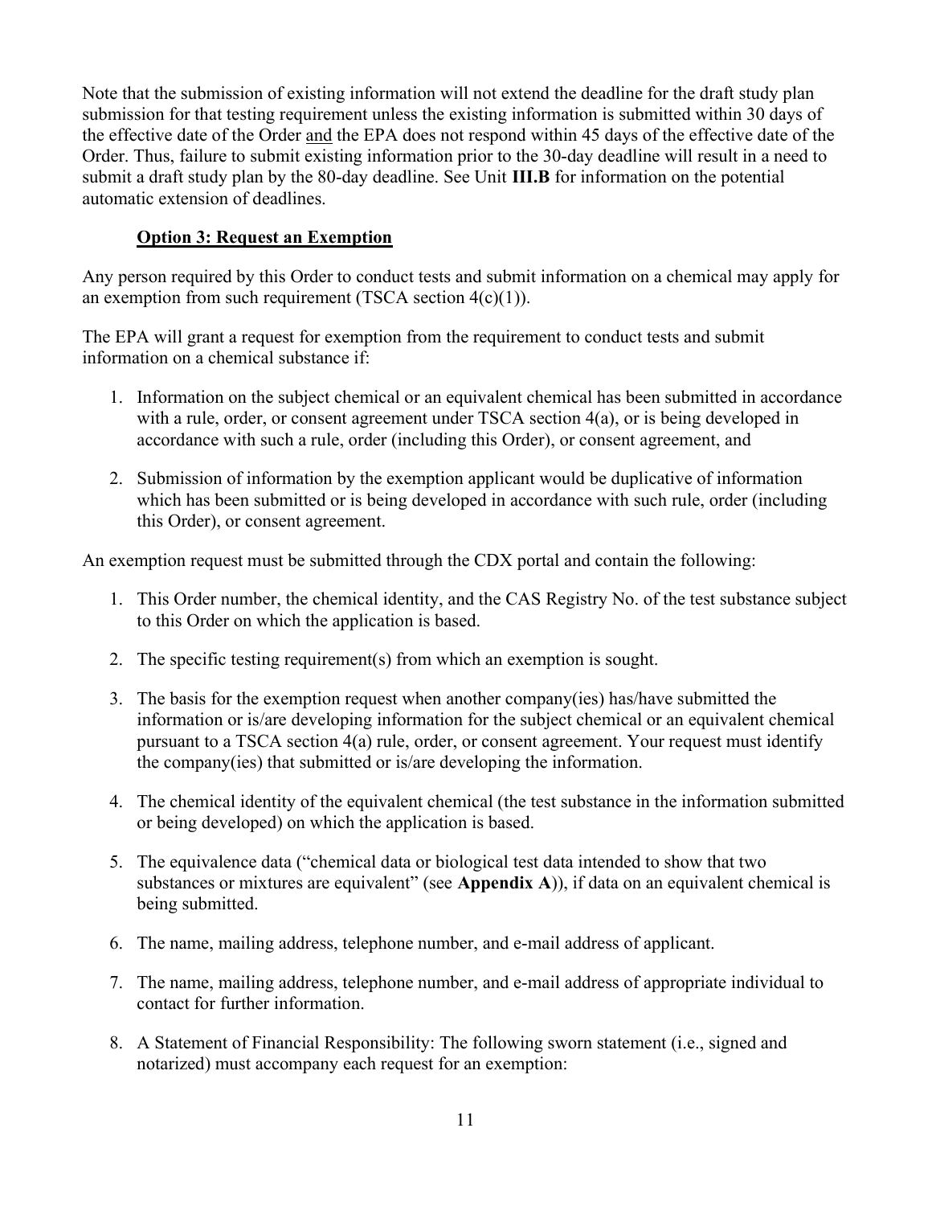Note that the submission of existing information will not extend the deadline for the draft study plan submission for that testing requirement unless the existing information is submitted within 30 days of the effective date of the Order and the EPA does not respond within 45 days of the effective date of the Order. Thus, failure to submit existing information prior to the 30-day deadline will result in a need to submit a draft study plan by the 80-day deadline. See Unit **III.B** for information on the potential automatic extension of deadlines.

### Option 3: Request an Exemption

Any person required by this Order to conduct tests and submit information on a chemical may apply for an exemption from such requirement (TSCA section 4(c)(1)).

The EPA will grant a request for exemption from the requirement to conduct tests and submit information on a chemical substance if:

1. Information on the subject chemical or an equivalent chemical has been submitted in accordance with a rule, order, or consent agreement under TSCA section 4(a), or is being developed in accordance with such a rule, order (including this Order), or consent agreement, and
2. Submission of information by the exemption applicant would be duplicative of information which has been submitted or is being developed in accordance with such rule, order (including this Order), or consent agreement.

An exemption request must be submitted through the CDX portal and contain the following:

1. This Order number, the chemical identity, and the CAS Registry No. of the test substance subject to this Order on which the application is based.
2. The specific testing requirement(s) from which an exemption is sought.
3. The basis for the exemption request when another company(ies) has/have submitted the information or is/are developing information for the subject chemical or an equivalent chemical pursuant to a TSCA section 4(a) rule, order, or consent agreement. Your request must identify the company(ies) that submitted or is/are developing the information.
4. The chemical identity of the equivalent chemical (the test substance in the information submitted or being developed) on which the application is based.
5. The equivalence data ("chemical data or biological test data intended to show that two substances or mixtures are equivalent" (see **Appendix A**)), if data on an equivalent chemical is being submitted.
6. The name, mailing address, telephone number, and e-mail address of applicant.
7. The name, mailing address, telephone number, and e-mail address of appropriate individual to contact for further information.
8. A Statement of Financial Responsibility: The following sworn statement (i.e., signed and notarized) must accompany each request for an exemption: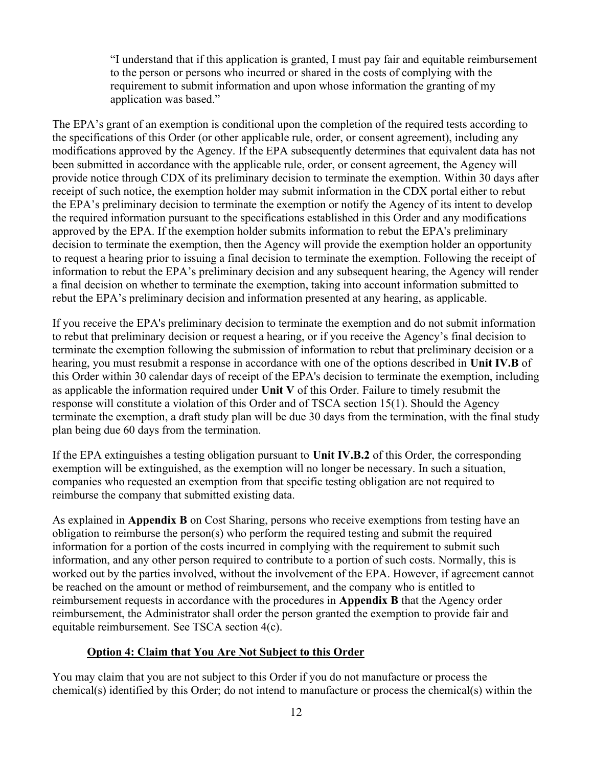> "I understand that if this application is granted, I must pay fair and equitable reimbursement to the person or persons who incurred or shared in the costs of complying with the requirement to submit information and upon whose information the granting of my application was based."

The EPA's grant of an exemption is conditional upon the completion of the required tests according to the specifications of this Order (or other applicable rule, order, or consent agreement), including any modifications approved by the Agency. If the EPA subsequently determines that equivalent data has not been submitted in accordance with the applicable rule, order, or consent agreement, the Agency will provide notice through CDX of its preliminary decision to terminate the exemption. Within 30 days after receipt of such notice, the exemption holder may submit information in the CDX portal either to rebut the EPA's preliminary decision to terminate the exemption or notify the Agency of its intent to develop the required information pursuant to the specifications established in this Order and any modifications approved by the EPA. If the exemption holder submits information to rebut the EPA's preliminary decision to terminate the exemption, then the Agency will provide the exemption holder an opportunity to request a hearing prior to issuing a final decision to terminate the exemption. Following the receipt of information to rebut the EPA's preliminary decision and any subsequent hearing, the Agency will render a final decision on whether to terminate the exemption, taking into account information submitted to rebut the EPA's preliminary decision and information presented at any hearing, as applicable.

If you receive the EPA's preliminary decision to terminate the exemption and do not submit information to rebut that preliminary decision or request a hearing, or if you receive the Agency's final decision to terminate the exemption following the submission of information to rebut that preliminary decision or a hearing, you must resubmit a response in accordance with one of the options described in **Unit IV.B** of this Order within 30 calendar days of receipt of the EPA's decision to terminate the exemption, including as applicable the information required under **Unit V** of this Order. Failure to timely resubmit the response will constitute a violation of this Order and of TSCA section 15(1). Should the Agency terminate the exemption, a draft study plan will be due 30 days from the termination, with the final study plan being due 60 days from the termination.

If the EPA extinguishes a testing obligation pursuant to **Unit IV.B.2** of this Order, the corresponding exemption will be extinguished, as the exemption will no longer be necessary. In such a situation, companies who requested an exemption from that specific testing obligation are not required to reimburse the company that submitted existing data.

As explained in **Appendix B** on Cost Sharing, persons who receive exemptions from testing have an obligation to reimburse the person(s) who perform the required testing and submit the required information for a portion of the costs incurred in complying with the requirement to submit such information, and any other person required to contribute to a portion of such costs. Normally, this is worked out by the parties involved, without the involvement of the EPA. However, if agreement cannot be reached on the amount or method of reimbursement, and the company who is entitled to reimbursement requests in accordance with the procedures in **Appendix B** that the Agency order reimbursement, the Administrator shall order the person granted the exemption to provide fair and equitable reimbursement. See TSCA section 4(c).

**Option 4: Claim that You Are Not Subject to this Order**

You may claim that you are not subject to this Order if you do not manufacture or process the chemical(s) identified by this Order; do not intend to manufacture or process the chemical(s) within the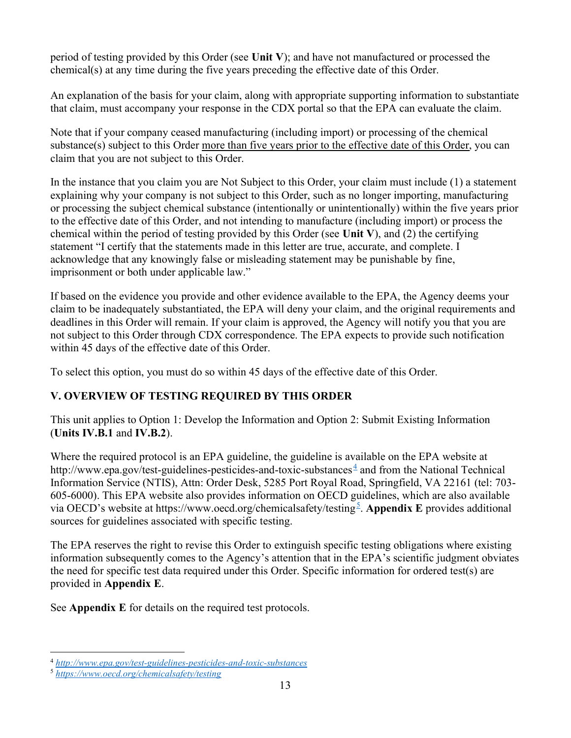period of testing provided by this Order (see **Unit V**); and have not manufactured or processed the chemical(s) at any time during the five years preceding the effective date of this Order.

An explanation of the basis for your claim, along with appropriate supporting information to substantiate that claim, must accompany your response in the CDX portal so that the EPA can evaluate the claim.

Note that if your company ceased manufacturing (including import) or processing of the chemical substance(s) subject to this Order more than five years prior to the effective date of this Order, you can claim that you are not subject to this Order.

In the instance that you claim you are Not Subject to this Order, your claim must include (1) a statement explaining why your company is not subject to this Order, such as no longer importing, manufacturing or processing the subject chemical substance (intentionally or unintentionally) within the five years prior to the effective date of this Order, and not intending to manufacture (including import) or process the chemical within the period of testing provided by this Order (see **Unit V**), and (2) the certifying statement "I certify that the statements made in this letter are true, accurate, and complete. I acknowledge that any knowingly false or misleading statement may be punishable by fine, imprisonment or both under applicable law."

If based on the evidence you provide and other evidence available to the EPA, the Agency deems your claim to be inadequately substantiated, the EPA will deny your claim, and the original requirements and deadlines in this Order will remain. If your claim is approved, the Agency will notify you that you are not subject to this Order through CDX correspondence. The EPA expects to provide such notification within 45 days of the effective date of this Order.

To select this option, you must do so within 45 days of the effective date of this Order.

## V. OVERVIEW OF TESTING REQUIRED BY THIS ORDER

This unit applies to Option 1: Develop the Information and Option 2: Submit Existing Information (**Units IV.B.1** and **IV.B.2**).

Where the required protocol is an EPA guideline, the guideline is available on the EPA website at http://www.epa.gov/test-guidelines-pesticides-and-toxic-substances[4] and from the National Technical Information Service (NTIS), Attn: Order Desk, 5285 Port Royal Road, Springfield, VA 22161 (tel: 703-605-6000). This EPA website also provides information on OECD guidelines, which are also available via OECD's website at https://www.oecd.org/chemicalsafety/testing[5]. **Appendix E** provides additional sources for guidelines associated with specific testing.

The EPA reserves the right to revise this Order to extinguish specific testing obligations where existing information subsequently comes to the Agency's attention that in the EPA's scientific judgment obviates the need for specific test data required under this Order. Specific information for ordered test(s) are provided in **Appendix E**.

See **Appendix E** for details on the required test protocols.

---

[4] *http://www.epa.gov/test-guidelines-pesticides-and-toxic-substances*

[5] *https://www.oecd.org/chemicalsafety/testing*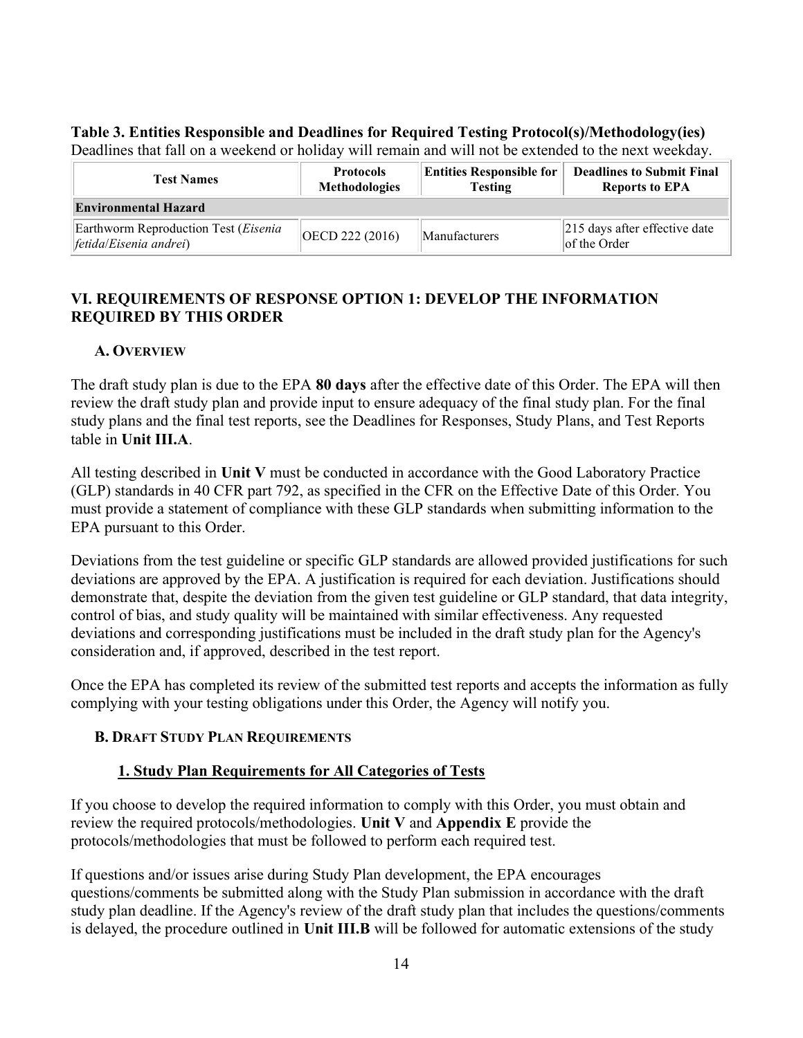**Table 3. Entities Responsible and Deadlines for Required Testing Protocol(s)/Methodology(ies)**

Deadlines that fall on a weekend or holiday will remain and will not be extended to the next weekday.

| Test Names | Protocols Methodologies | Entities Responsible for Testing | Deadlines to Submit Final Reports to EPA |
|---|---|---|---|
| **Environmental Hazard** | | | |
| Earthworm Reproduction Test (*Eisenia fetida*/*Eisenia andrei*) | OECD 222 (2016) | Manufacturers | 215 days after effective date of the Order |

## VI. REQUIREMENTS OF RESPONSE OPTION 1: DEVELOP THE INFORMATION REQUIRED BY THIS ORDER

### A. OVERVIEW

The draft study plan is due to the EPA **80 days** after the effective date of this Order. The EPA will then review the draft study plan and provide input to ensure adequacy of the final study plan. For the final study plans and the final test reports, see the Deadlines for Responses, Study Plans, and Test Reports table in **Unit III.A**.

All testing described in **Unit V** must be conducted in accordance with the Good Laboratory Practice (GLP) standards in 40 CFR part 792, as specified in the CFR on the Effective Date of this Order. You must provide a statement of compliance with these GLP standards when submitting information to the EPA pursuant to this Order.

Deviations from the test guideline or specific GLP standards are allowed provided justifications for such deviations are approved by the EPA. A justification is required for each deviation. Justifications should demonstrate that, despite the deviation from the given test guideline or GLP standard, that data integrity, control of bias, and study quality will be maintained with similar effectiveness. Any requested deviations and corresponding justifications must be included in the draft study plan for the Agency's consideration and, if approved, described in the test report.

Once the EPA has completed its review of the submitted test reports and accepts the information as fully complying with your testing obligations under this Order, the Agency will notify you.

### B. DRAFT STUDY PLAN REQUIREMENTS

#### 1. Study Plan Requirements for All Categories of Tests

If you choose to develop the required information to comply with this Order, you must obtain and review the required protocols/methodologies. **Unit V** and **Appendix E** provide the protocols/methodologies that must be followed to perform each required test.

If questions and/or issues arise during Study Plan development, the EPA encourages questions/comments be submitted along with the Study Plan submission in accordance with the draft study plan deadline. If the Agency's review of the draft study plan that includes the questions/comments is delayed, the procedure outlined in **Unit III.B** will be followed for automatic extensions of the study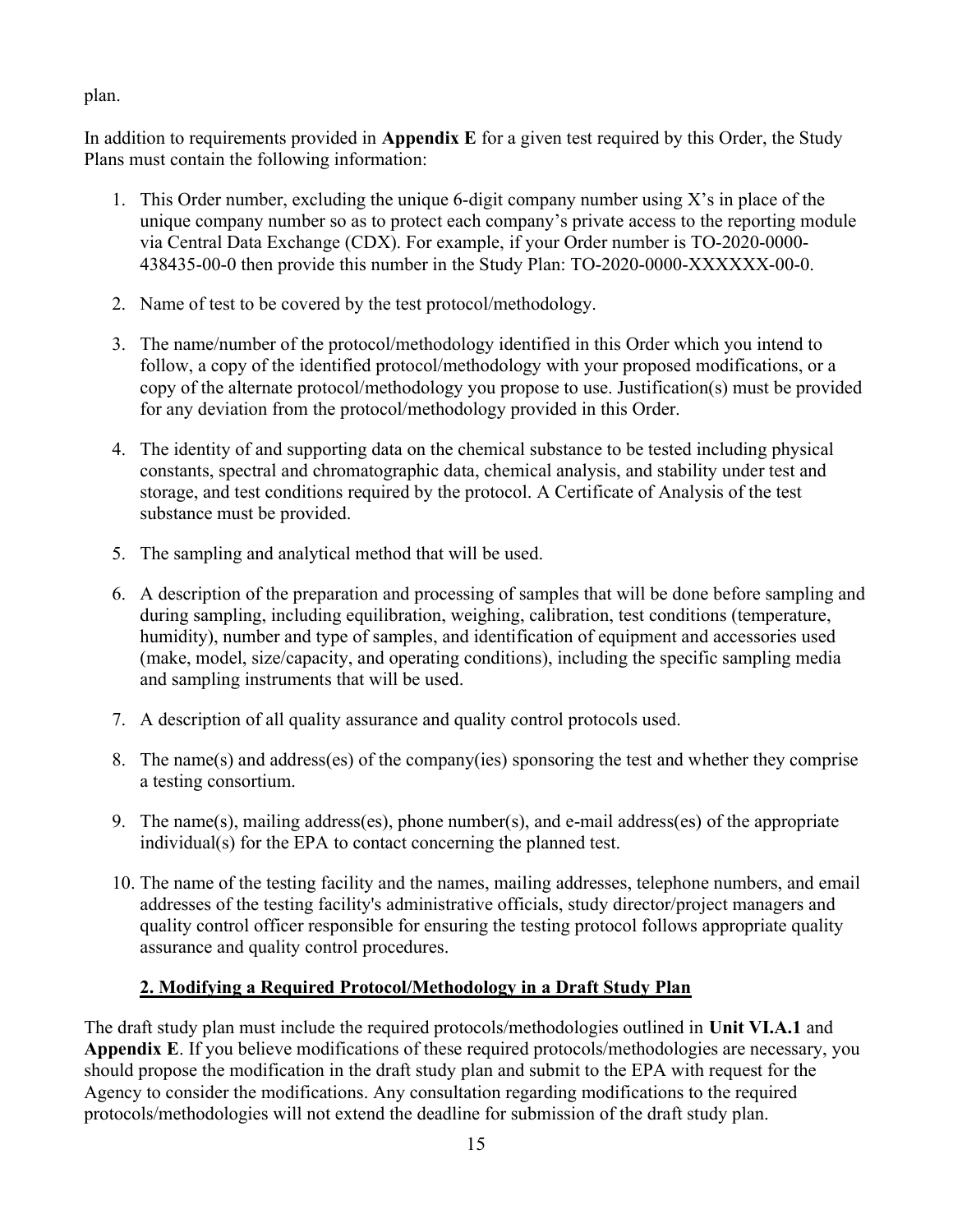plan.

In addition to requirements provided in **Appendix E** for a given test required by this Order, the Study Plans must contain the following information:

1. This Order number, excluding the unique 6-digit company number using X's in place of the unique company number so as to protect each company's private access to the reporting module via Central Data Exchange (CDX). For example, if your Order number is TO-2020-0000-438435-00-0 then provide this number in the Study Plan: TO-2020-0000-XXXXXX-00-0.

2. Name of test to be covered by the test protocol/methodology.

3. The name/number of the protocol/methodology identified in this Order which you intend to follow, a copy of the identified protocol/methodology with your proposed modifications, or a copy of the alternate protocol/methodology you propose to use. Justification(s) must be provided for any deviation from the protocol/methodology provided in this Order.

4. The identity of and supporting data on the chemical substance to be tested including physical constants, spectral and chromatographic data, chemical analysis, and stability under test and storage, and test conditions required by the protocol. A Certificate of Analysis of the test substance must be provided.

5. The sampling and analytical method that will be used.

6. A description of the preparation and processing of samples that will be done before sampling and during sampling, including equilibration, weighing, calibration, test conditions (temperature, humidity), number and type of samples, and identification of equipment and accessories used (make, model, size/capacity, and operating conditions), including the specific sampling media and sampling instruments that will be used.

7. A description of all quality assurance and quality control protocols used.

8. The name(s) and address(es) of the company(ies) sponsoring the test and whether they comprise a testing consortium.

9. The name(s), mailing address(es), phone number(s), and e-mail address(es) of the appropriate individual(s) for the EPA to contact concerning the planned test.

10. The name of the testing facility and the names, mailing addresses, telephone numbers, and email addresses of the testing facility's administrative officials, study director/project managers and quality control officer responsible for ensuring the testing protocol follows appropriate quality assurance and quality control procedures.

### 2. Modifying a Required Protocol/Methodology in a Draft Study Plan

The draft study plan must include the required protocols/methodologies outlined in **Unit VI.A.1** and **Appendix E**. If you believe modifications of these required protocols/methodologies are necessary, you should propose the modification in the draft study plan and submit to the EPA with request for the Agency to consider the modifications. Any consultation regarding modifications to the required protocols/methodologies will not extend the deadline for submission of the draft study plan.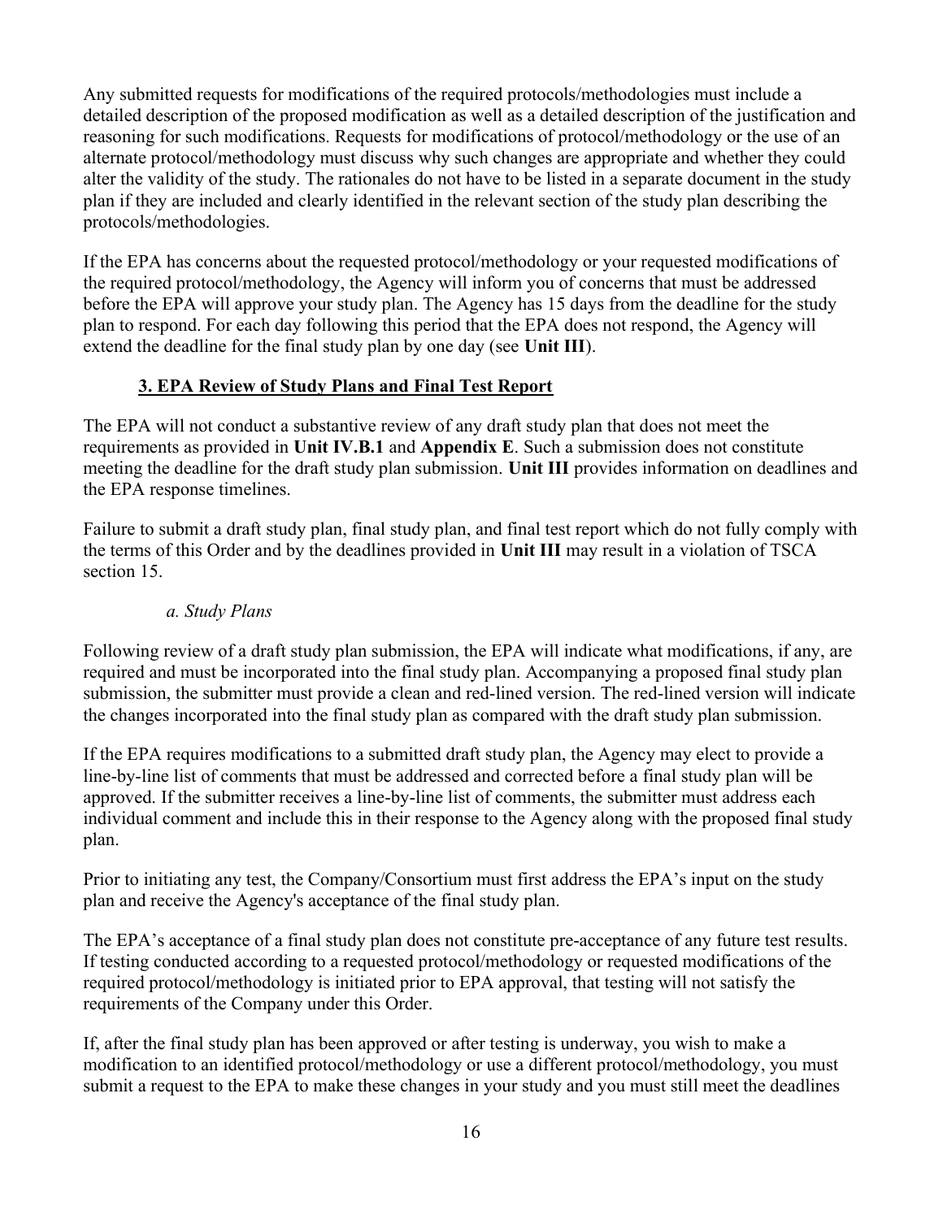Any submitted requests for modifications of the required protocols/methodologies must include a detailed description of the proposed modification as well as a detailed description of the justification and reasoning for such modifications. Requests for modifications of protocol/methodology or the use of an alternate protocol/methodology must discuss why such changes are appropriate and whether they could alter the validity of the study. The rationales do not have to be listed in a separate document in the study plan if they are included and clearly identified in the relevant section of the study plan describing the protocols/methodologies.

If the EPA has concerns about the requested protocol/methodology or your requested modifications of the required protocol/methodology, the Agency will inform you of concerns that must be addressed before the EPA will approve your study plan. The Agency has 15 days from the deadline for the study plan to respond. For each day following this period that the EPA does not respond, the Agency will extend the deadline for the final study plan by one day (see **Unit III**).

### 3. EPA Review of Study Plans and Final Test Report

The EPA will not conduct a substantive review of any draft study plan that does not meet the requirements as provided in **Unit IV.B.1** and **Appendix E**. Such a submission does not constitute meeting the deadline for the draft study plan submission. **Unit III** provides information on deadlines and the EPA response timelines.

Failure to submit a draft study plan, final study plan, and final test report which do not fully comply with the terms of this Order and by the deadlines provided in **Unit III** may result in a violation of TSCA section 15.

#### *a. Study Plans*

Following review of a draft study plan submission, the EPA will indicate what modifications, if any, are required and must be incorporated into the final study plan. Accompanying a proposed final study plan submission, the submitter must provide a clean and red-lined version. The red-lined version will indicate the changes incorporated into the final study plan as compared with the draft study plan submission.

If the EPA requires modifications to a submitted draft study plan, the Agency may elect to provide a line-by-line list of comments that must be addressed and corrected before a final study plan will be approved. If the submitter receives a line-by-line list of comments, the submitter must address each individual comment and include this in their response to the Agency along with the proposed final study plan.

Prior to initiating any test, the Company/Consortium must first address the EPA's input on the study plan and receive the Agency's acceptance of the final study plan.

The EPA's acceptance of a final study plan does not constitute pre-acceptance of any future test results. If testing conducted according to a requested protocol/methodology or requested modifications of the required protocol/methodology is initiated prior to EPA approval, that testing will not satisfy the requirements of the Company under this Order.

If, after the final study plan has been approved or after testing is underway, you wish to make a modification to an identified protocol/methodology or use a different protocol/methodology, you must submit a request to the EPA to make these changes in your study and you must still meet the deadlines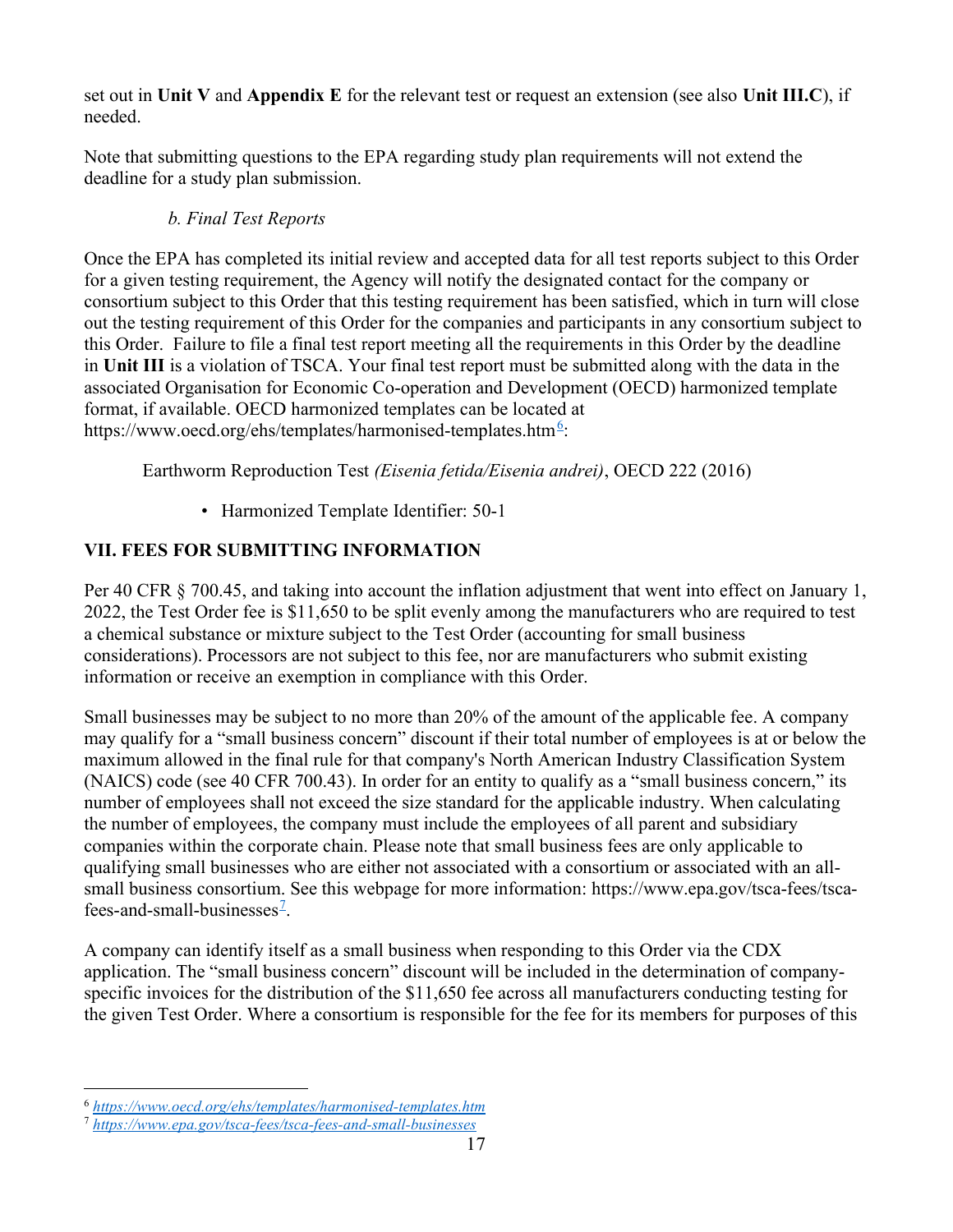set out in **Unit V** and **Appendix E** for the relevant test or request an extension (see also **Unit III.C**), if needed.

Note that submitting questions to the EPA regarding study plan requirements will not extend the deadline for a study plan submission.

*b. Final Test Reports*

Once the EPA has completed its initial review and accepted data for all test reports subject to this Order for a given testing requirement, the Agency will notify the designated contact for the company or consortium subject to this Order that this testing requirement has been satisfied, which in turn will close out the testing requirement of this Order for the companies and participants in any consortium subject to this Order. Failure to file a final test report meeting all the requirements in this Order by the deadline in **Unit III** is a violation of TSCA. Your final test report must be submitted along with the data in the associated Organisation for Economic Co-operation and Development (OECD) harmonized template format, if available. OECD harmonized templates can be located at https://www.oecd.org/ehs/templates/harmonised-templates.htm[6]:

Earthworm Reproduction Test *(Eisenia fetida/Eisenia andrei)*, OECD 222 (2016)

- Harmonized Template Identifier: 50-1

## VII. FEES FOR SUBMITTING INFORMATION

Per 40 CFR § 700.45, and taking into account the inflation adjustment that went into effect on January 1, 2022, the Test Order fee is $11,650 to be split evenly among the manufacturers who are required to test a chemical substance or mixture subject to the Test Order (accounting for small business considerations). Processors are not subject to this fee, nor are manufacturers who submit existing information or receive an exemption in compliance with this Order.

Small businesses may be subject to no more than 20% of the amount of the applicable fee. A company may qualify for a "small business concern" discount if their total number of employees is at or below the maximum allowed in the final rule for that company's North American Industry Classification System (NAICS) code (see 40 CFR 700.43). In order for an entity to qualify as a "small business concern," its number of employees shall not exceed the size standard for the applicable industry. When calculating the number of employees, the company must include the employees of all parent and subsidiary companies within the corporate chain. Please note that small business fees are only applicable to qualifying small businesses who are either not associated with a consortium or associated with an all-small business consortium. See this webpage for more information: https://www.epa.gov/tsca-fees/tsca-fees-and-small-businesses[7].

A company can identify itself as a small business when responding to this Order via the CDX application. The "small business concern" discount will be included in the determination of company-specific invoices for the distribution of the $11,650 fee across all manufacturers conducting testing for the given Test Order. Where a consortium is responsible for the fee for its members for purposes of this

---

[6] https://www.oecd.org/ehs/templates/harmonised-templates.htm

[7] https://www.epa.gov/tsca-fees/tsca-fees-and-small-businesses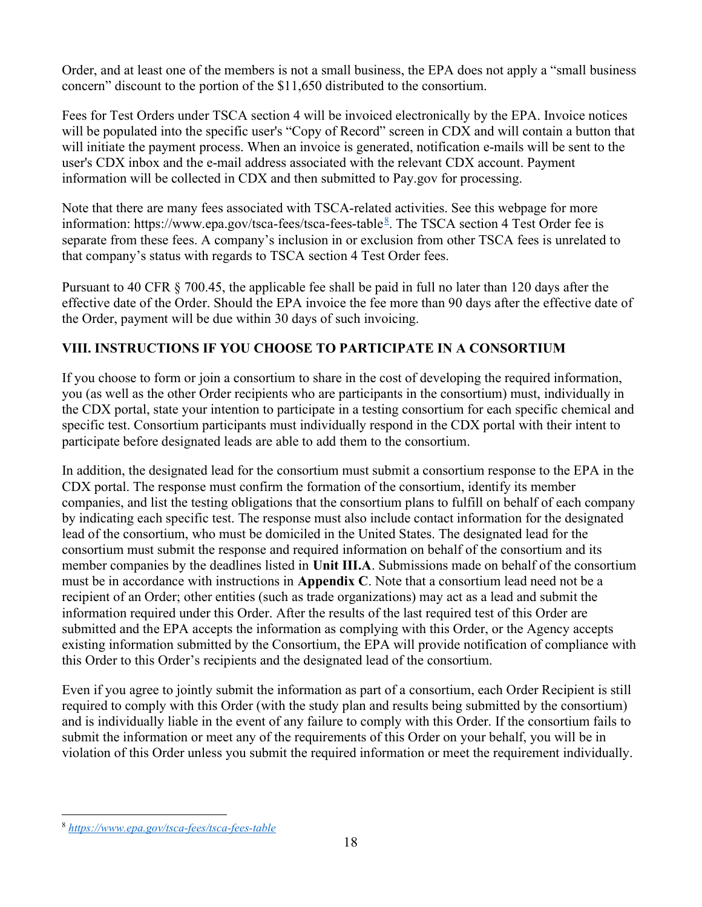Order, and at least one of the members is not a small business, the EPA does not apply a "small business concern" discount to the portion of the $11,650 distributed to the consortium.

Fees for Test Orders under TSCA section 4 will be invoiced electronically by the EPA. Invoice notices will be populated into the specific user's "Copy of Record" screen in CDX and will contain a button that will initiate the payment process. When an invoice is generated, notification e-mails will be sent to the user's CDX inbox and the e-mail address associated with the relevant CDX account. Payment information will be collected in CDX and then submitted to Pay.gov for processing.

Note that there are many fees associated with TSCA-related activities. See this webpage for more information: https://www.epa.gov/tsca-fees/tsca-fees-table[8]. The TSCA section 4 Test Order fee is separate from these fees. A company's inclusion in or exclusion from other TSCA fees is unrelated to that company's status with regards to TSCA section 4 Test Order fees.

Pursuant to 40 CFR § 700.45, the applicable fee shall be paid in full no later than 120 days after the effective date of the Order. Should the EPA invoice the fee more than 90 days after the effective date of the Order, payment will be due within 30 days of such invoicing.

## VIII. INSTRUCTIONS IF YOU CHOOSE TO PARTICIPATE IN A CONSORTIUM

If you choose to form or join a consortium to share in the cost of developing the required information, you (as well as the other Order recipients who are participants in the consortium) must, individually in the CDX portal, state your intention to participate in a testing consortium for each specific chemical and specific test. Consortium participants must individually respond in the CDX portal with their intent to participate before designated leads are able to add them to the consortium.

In addition, the designated lead for the consortium must submit a consortium response to the EPA in the CDX portal. The response must confirm the formation of the consortium, identify its member companies, and list the testing obligations that the consortium plans to fulfill on behalf of each company by indicating each specific test. The response must also include contact information for the designated lead of the consortium, who must be domiciled in the United States. The designated lead for the consortium must submit the response and required information on behalf of the consortium and its member companies by the deadlines listed in **Unit III.A**. Submissions made on behalf of the consortium must be in accordance with instructions in **Appendix C**. Note that a consortium lead need not be a recipient of an Order; other entities (such as trade organizations) may act as a lead and submit the information required under this Order. After the results of the last required test of this Order are submitted and the EPA accepts the information as complying with this Order, or the Agency accepts existing information submitted by the Consortium, the EPA will provide notification of compliance with this Order to this Order's recipients and the designated lead of the consortium.

Even if you agree to jointly submit the information as part of a consortium, each Order Recipient is still required to comply with this Order (with the study plan and results being submitted by the consortium) and is individually liable in the event of any failure to comply with this Order. If the consortium fails to submit the information or meet any of the requirements of this Order on your behalf, you will be in violation of this Order unless you submit the required information or meet the requirement individually.

---

[8] *https://www.epa.gov/tsca-fees/tsca-fees-table*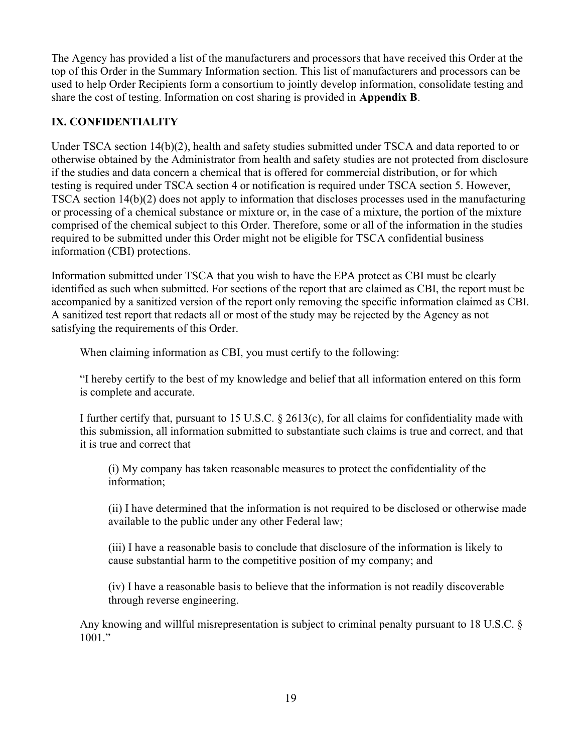The Agency has provided a list of the manufacturers and processors that have received this Order at the top of this Order in the Summary Information section. This list of manufacturers and processors can be used to help Order Recipients form a consortium to jointly develop information, consolidate testing and share the cost of testing. Information on cost sharing is provided in **Appendix B**.

## IX. CONFIDENTIALITY

Under TSCA section 14(b)(2), health and safety studies submitted under TSCA and data reported to or otherwise obtained by the Administrator from health and safety studies are not protected from disclosure if the studies and data concern a chemical that is offered for commercial distribution, or for which testing is required under TSCA section 4 or notification is required under TSCA section 5. However, TSCA section 14(b)(2) does not apply to information that discloses processes used in the manufacturing or processing of a chemical substance or mixture or, in the case of a mixture, the portion of the mixture comprised of the chemical subject to this Order. Therefore, some or all of the information in the studies required to be submitted under this Order might not be eligible for TSCA confidential business information (CBI) protections.

Information submitted under TSCA that you wish to have the EPA protect as CBI must be clearly identified as such when submitted. For sections of the report that are claimed as CBI, the report must be accompanied by a sanitized version of the report only removing the specific information claimed as CBI. A sanitized test report that redacts all or most of the study may be rejected by the Agency as not satisfying the requirements of this Order.

> When claiming information as CBI, you must certify to the following:
>
> "I hereby certify to the best of my knowledge and belief that all information entered on this form is complete and accurate.
>
> I further certify that, pursuant to 15 U.S.C. § 2613(c), for all claims for confidentiality made with this submission, all information submitted to substantiate such claims is true and correct, and that it is true and correct that
>
> > (i) My company has taken reasonable measures to protect the confidentiality of the information;
> >
> > (ii) I have determined that the information is not required to be disclosed or otherwise made available to the public under any other Federal law;
> >
> > (iii) I have a reasonable basis to conclude that disclosure of the information is likely to cause substantial harm to the competitive position of my company; and
> >
> > (iv) I have a reasonable basis to believe that the information is not readily discoverable through reverse engineering.
>
> Any knowing and willful misrepresentation is subject to criminal penalty pursuant to 18 U.S.C. § 1001."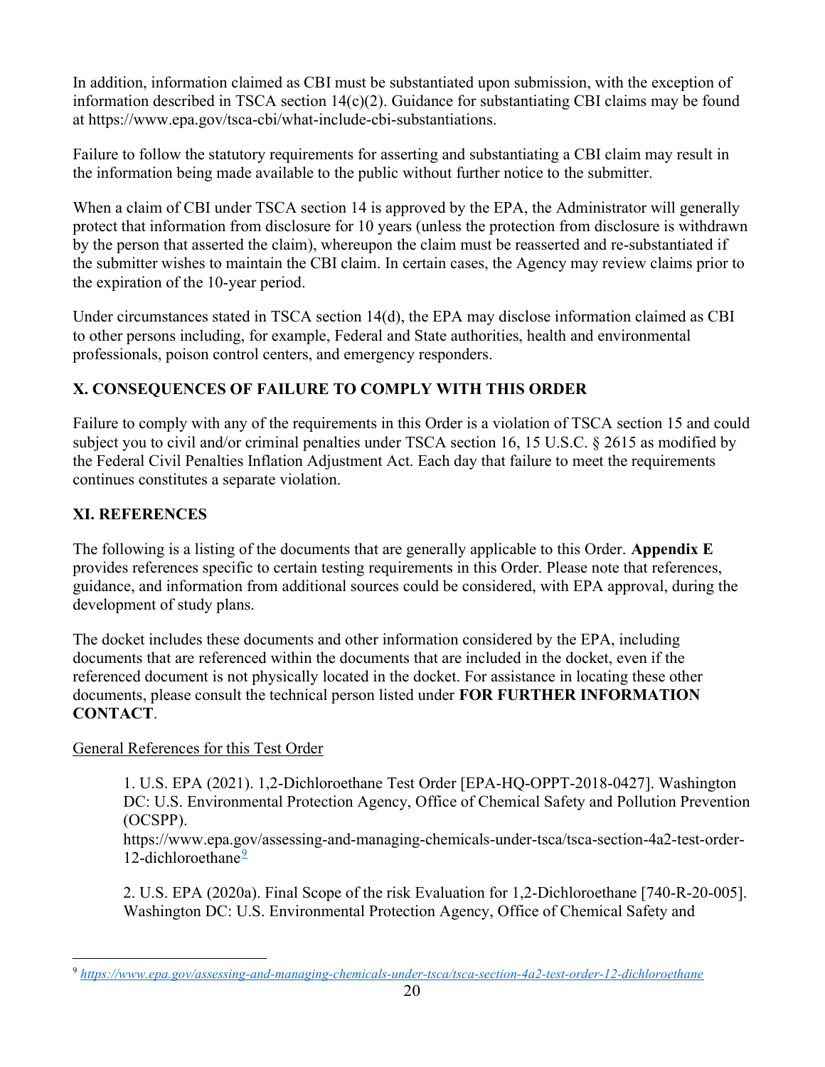In addition, information claimed as CBI must be substantiated upon submission, with the exception of information described in TSCA section 14(c)(2). Guidance for substantiating CBI claims may be found at https://www.epa.gov/tsca-cbi/what-include-cbi-substantiations.

Failure to follow the statutory requirements for asserting and substantiating a CBI claim may result in the information being made available to the public without further notice to the submitter.

When a claim of CBI under TSCA section 14 is approved by the EPA, the Administrator will generally protect that information from disclosure for 10 years (unless the protection from disclosure is withdrawn by the person that asserted the claim), whereupon the claim must be reasserted and re-substantiated if the submitter wishes to maintain the CBI claim. In certain cases, the Agency may review claims prior to the expiration of the 10-year period.

Under circumstances stated in TSCA section 14(d), the EPA may disclose information claimed as CBI to other persons including, for example, Federal and State authorities, health and environmental professionals, poison control centers, and emergency responders.

## X. CONSEQUENCES OF FAILURE TO COMPLY WITH THIS ORDER

Failure to comply with any of the requirements in this Order is a violation of TSCA section 15 and could subject you to civil and/or criminal penalties under TSCA section 16, 15 U.S.C. § 2615 as modified by the Federal Civil Penalties Inflation Adjustment Act. Each day that failure to meet the requirements continues constitutes a separate violation.

## XI. REFERENCES

The following is a listing of the documents that are generally applicable to this Order. **Appendix E** provides references specific to certain testing requirements in this Order. Please note that references, guidance, and information from additional sources could be considered, with EPA approval, during the development of study plans.

The docket includes these documents and other information considered by the EPA, including documents that are referenced within the documents that are included in the docket, even if the referenced document is not physically located in the docket. For assistance in locating these other documents, please consult the technical person listed under **FOR FURTHER INFORMATION CONTACT**.

General References for this Test Order

1. U.S. EPA (2021). 1,2-Dichloroethane Test Order [EPA-HQ-OPPT-2018-0427]. Washington DC: U.S. Environmental Protection Agency, Office of Chemical Safety and Pollution Prevention (OCSPP).
https://www.epa.gov/assessing-and-managing-chemicals-under-tsca/tsca-section-4a2-test-order-12-dichloroethane[9]

2. U.S. EPA (2020a). Final Scope of the risk Evaluation for 1,2-Dichloroethane [740-R-20-005]. Washington DC: U.S. Environmental Protection Agency, Office of Chemical Safety and

[9] *https://www.epa.gov/assessing-and-managing-chemicals-under-tsca/tsca-section-4a2-test-order-12-dichloroethane*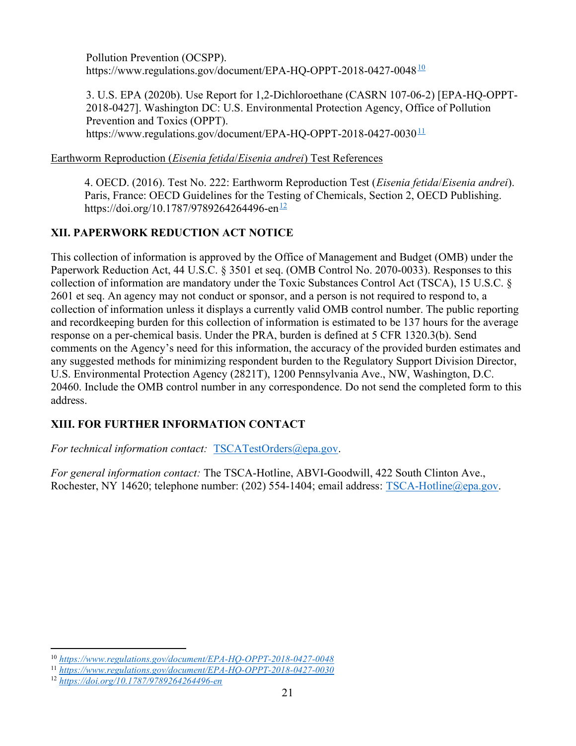Pollution Prevention (OCSPP).
https://www.regulations.gov/document/EPA-HQ-OPPT-2018-0427-0048[10]

3. U.S. EPA (2020b). Use Report for 1,2-Dichloroethane (CASRN 107-06-2) [EPA-HQ-OPPT-2018-0427]. Washington DC: U.S. Environmental Protection Agency, Office of Pollution Prevention and Toxics (OPPT).
https://www.regulations.gov/document/EPA-HQ-OPPT-2018-0427-0030[11]

Earthworm Reproduction (*Eisenia fetida*/*Eisenia andrei*) Test References

4. OECD. (2016). Test No. 222: Earthworm Reproduction Test (*Eisenia fetida*/*Eisenia andrei*). Paris, France: OECD Guidelines for the Testing of Chemicals, Section 2, OECD Publishing.
https://doi.org/10.1787/9789264264496-en[12]

## XII. PAPERWORK REDUCTION ACT NOTICE

This collection of information is approved by the Office of Management and Budget (OMB) under the Paperwork Reduction Act, 44 U.S.C. § 3501 et seq. (OMB Control No. 2070-0033). Responses to this collection of information are mandatory under the Toxic Substances Control Act (TSCA), 15 U.S.C. § 2601 et seq. An agency may not conduct or sponsor, and a person is not required to respond to, a collection of information unless it displays a currently valid OMB control number. The public reporting and recordkeeping burden for this collection of information is estimated to be 137 hours for the average response on a per-chemical basis. Under the PRA, burden is defined at 5 CFR 1320.3(b). Send comments on the Agency's need for this information, the accuracy of the provided burden estimates and any suggested methods for minimizing respondent burden to the Regulatory Support Division Director, U.S. Environmental Protection Agency (2821T), 1200 Pennsylvania Ave., NW, Washington, D.C. 20460. Include the OMB control number in any correspondence. Do not send the completed form to this address.

## XIII. FOR FURTHER INFORMATION CONTACT

*For technical information contact:* TSCATestOrders@epa.gov.

*For general information contact:* The TSCA-Hotline, ABVI-Goodwill, 422 South Clinton Ave., Rochester, NY 14620; telephone number: (202) 554-1404; email address: TSCA-Hotline@epa.gov.

---

[10] *https://www.regulations.gov/document/EPA-HQ-OPPT-2018-0427-0048*
[11] *https://www.regulations.gov/document/EPA-HQ-OPPT-2018-0427-0030*
[12] *https://doi.org/10.1787/9789264264496-en*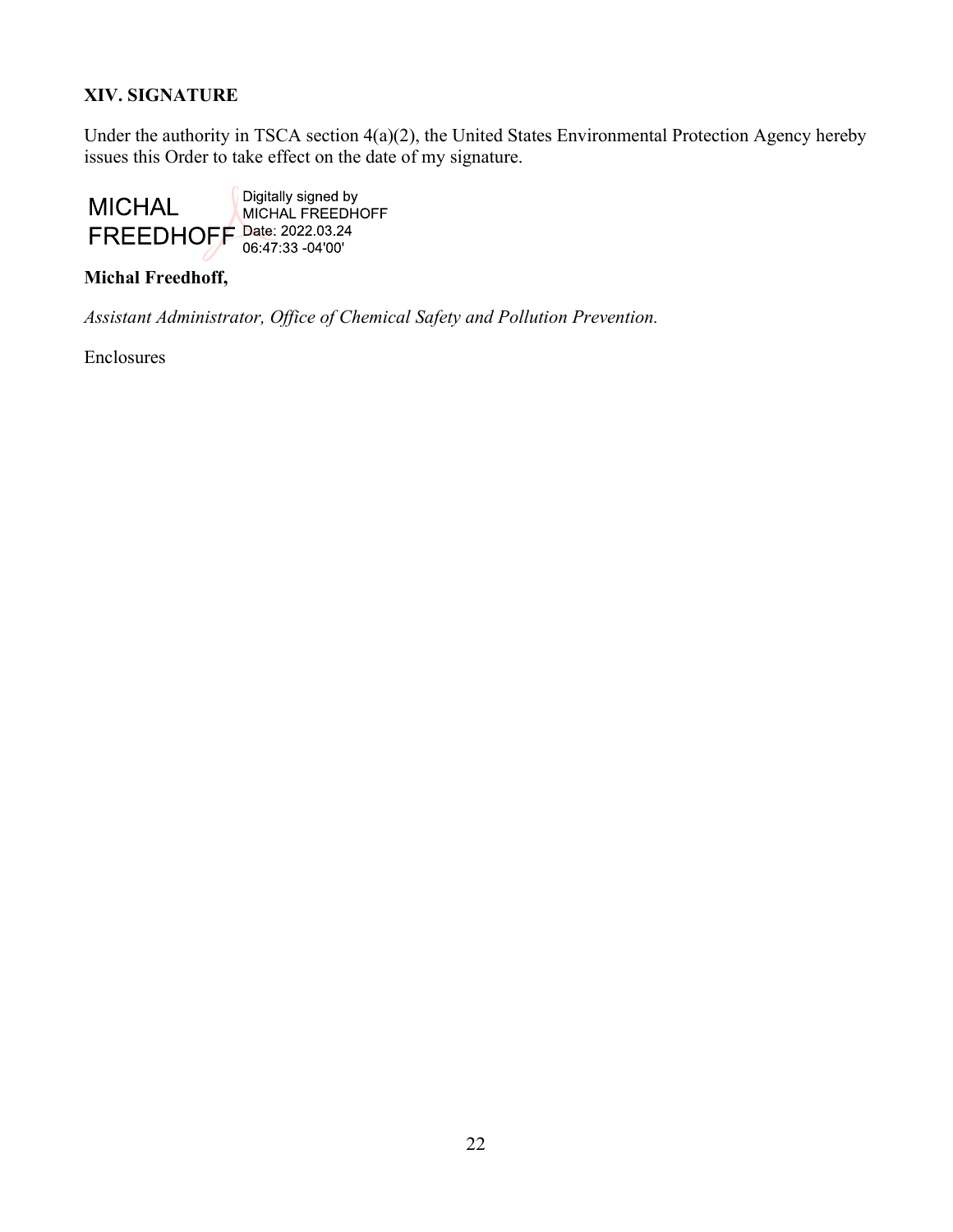## XIV. SIGNATURE

Under the authority in TSCA section 4(a)(2), the United States Environmental Protection Agency hereby issues this Order to take effect on the date of my signature.

MICHAL FREEDHOFF Digitally signed by MICHAL FREEDHOFF Date: 2022.03.24 06:47:33 -04'00'

**Michal Freedhoff,**

*Assistant Administrator, Office of Chemical Safety and Pollution Prevention.*

Enclosures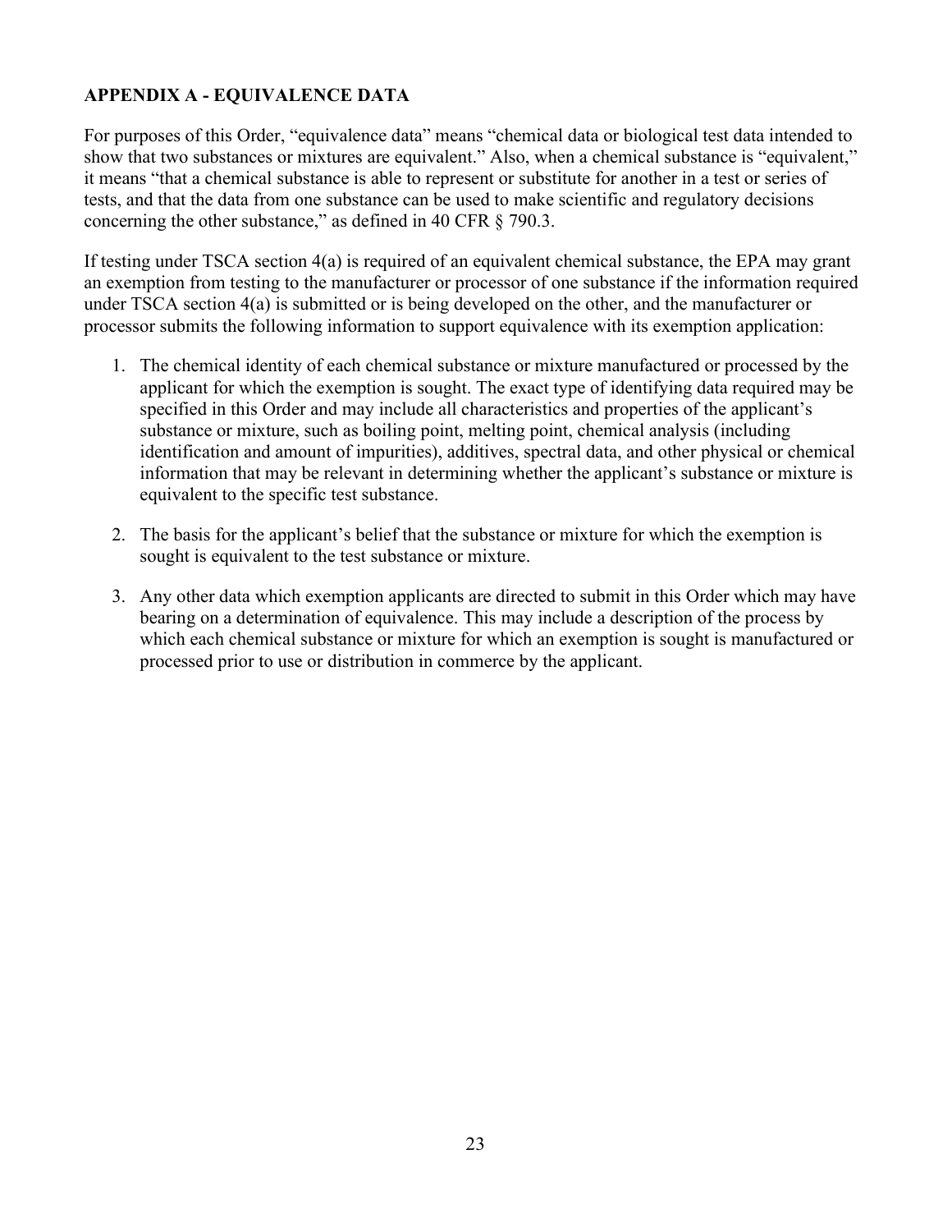## APPENDIX A - EQUIVALENCE DATA

For purposes of this Order, "equivalence data" means "chemical data or biological test data intended to show that two substances or mixtures are equivalent." Also, when a chemical substance is "equivalent," it means "that a chemical substance is able to represent or substitute for another in a test or series of tests, and that the data from one substance can be used to make scientific and regulatory decisions concerning the other substance," as defined in 40 CFR § 790.3.

If testing under TSCA section 4(a) is required of an equivalent chemical substance, the EPA may grant an exemption from testing to the manufacturer or processor of one substance if the information required under TSCA section 4(a) is submitted or is being developed on the other, and the manufacturer or processor submits the following information to support equivalence with its exemption application:

1. The chemical identity of each chemical substance or mixture manufactured or processed by the applicant for which the exemption is sought. The exact type of identifying data required may be specified in this Order and may include all characteristics and properties of the applicant's substance or mixture, such as boiling point, melting point, chemical analysis (including identification and amount of impurities), additives, spectral data, and other physical or chemical information that may be relevant in determining whether the applicant's substance or mixture is equivalent to the specific test substance.

2. The basis for the applicant's belief that the substance or mixture for which the exemption is sought is equivalent to the test substance or mixture.

3. Any other data which exemption applicants are directed to submit in this Order which may have bearing on a determination of equivalence. This may include a description of the process by which each chemical substance or mixture for which an exemption is sought is manufactured or processed prior to use or distribution in commerce by the applicant.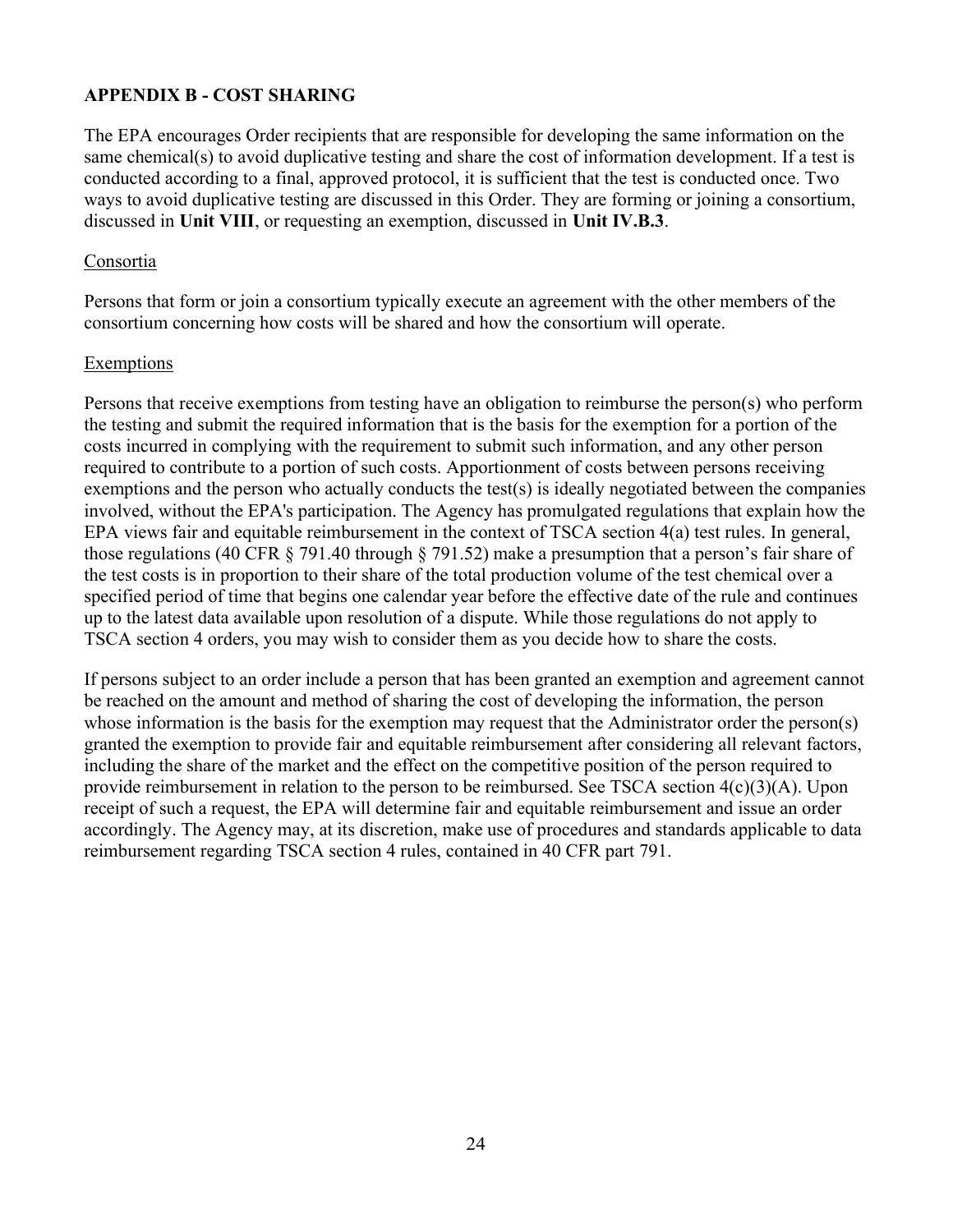## APPENDIX B - COST SHARING

The EPA encourages Order recipients that are responsible for developing the same information on the same chemical(s) to avoid duplicative testing and share the cost of information development. If a test is conducted according to a final, approved protocol, it is sufficient that the test is conducted once. Two ways to avoid duplicative testing are discussed in this Order. They are forming or joining a consortium, discussed in **Unit VIII**, or requesting an exemption, discussed in **Unit IV.B.3**.

### Consortia

Persons that form or join a consortium typically execute an agreement with the other members of the consortium concerning how costs will be shared and how the consortium will operate.

### Exemptions

Persons that receive exemptions from testing have an obligation to reimburse the person(s) who perform the testing and submit the required information that is the basis for the exemption for a portion of the costs incurred in complying with the requirement to submit such information, and any other person required to contribute to a portion of such costs. Apportionment of costs between persons receiving exemptions and the person who actually conducts the test(s) is ideally negotiated between the companies involved, without the EPA's participation. The Agency has promulgated regulations that explain how the EPA views fair and equitable reimbursement in the context of TSCA section 4(a) test rules. In general, those regulations (40 CFR § 791.40 through § 791.52) make a presumption that a person's fair share of the test costs is in proportion to their share of the total production volume of the test chemical over a specified period of time that begins one calendar year before the effective date of the rule and continues up to the latest data available upon resolution of a dispute. While those regulations do not apply to TSCA section 4 orders, you may wish to consider them as you decide how to share the costs.

If persons subject to an order include a person that has been granted an exemption and agreement cannot be reached on the amount and method of sharing the cost of developing the information, the person whose information is the basis for the exemption may request that the Administrator order the person(s) granted the exemption to provide fair and equitable reimbursement after considering all relevant factors, including the share of the market and the effect on the competitive position of the person required to provide reimbursement in relation to the person to be reimbursed. See TSCA section 4(c)(3)(A). Upon receipt of such a request, the EPA will determine fair and equitable reimbursement and issue an order accordingly. The Agency may, at its discretion, make use of procedures and standards applicable to data reimbursement regarding TSCA section 4 rules, contained in 40 CFR part 791.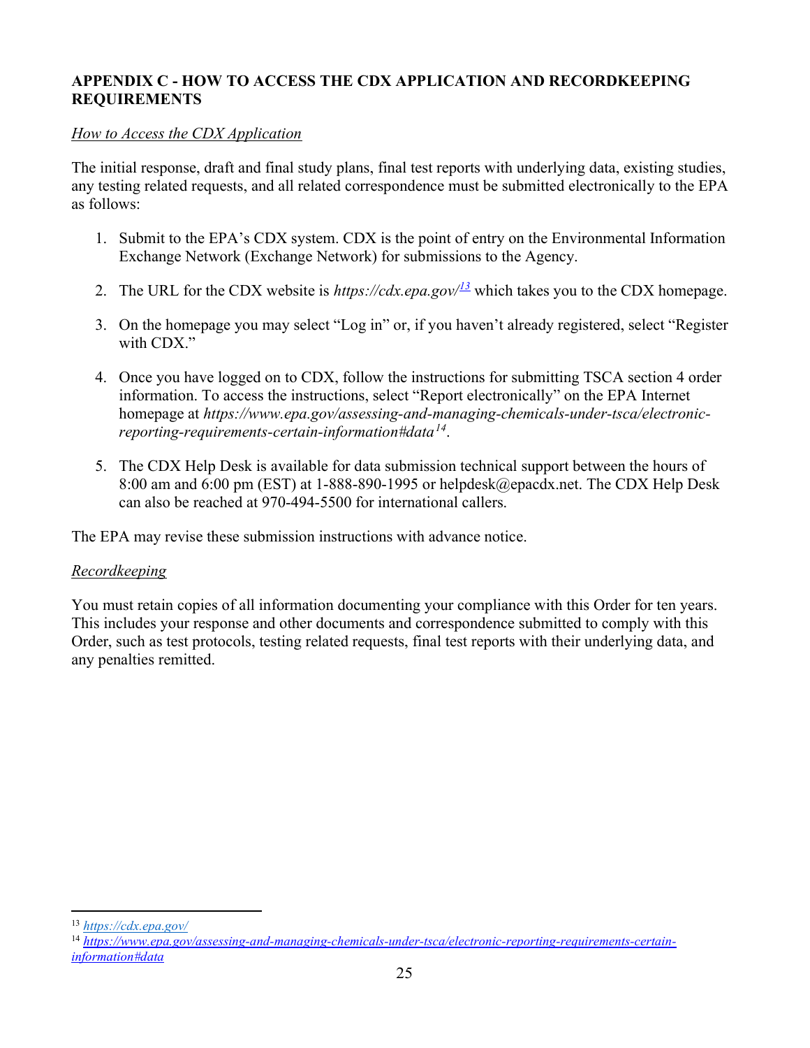**APPENDIX C - HOW TO ACCESS THE CDX APPLICATION AND RECORDKEEPING REQUIREMENTS**

*How to Access the CDX Application*

The initial response, draft and final study plans, final test reports with underlying data, existing studies, any testing related requests, and all related correspondence must be submitted electronically to the EPA as follows:

1. Submit to the EPA's CDX system. CDX is the point of entry on the Environmental Information Exchange Network (Exchange Network) for submissions to the Agency.

2. The URL for the CDX website is *https://cdx.epa.gov/*[13] which takes you to the CDX homepage.

3. On the homepage you may select "Log in" or, if you haven't already registered, select "Register with CDX."

4. Once you have logged on to CDX, follow the instructions for submitting TSCA section 4 order information. To access the instructions, select "Report electronically" on the EPA Internet homepage at *https://www.epa.gov/assessing-and-managing-chemicals-under-tsca/electronic-reporting-requirements-certain-information#data*[14].

5. The CDX Help Desk is available for data submission technical support between the hours of 8:00 am and 6:00 pm (EST) at 1-888-890-1995 or helpdesk@epacdx.net. The CDX Help Desk can also be reached at 970-494-5500 for international callers.

The EPA may revise these submission instructions with advance notice.

*Recordkeeping*

You must retain copies of all information documenting your compliance with this Order for ten years. This includes your response and other documents and correspondence submitted to comply with this Order, such as test protocols, testing related requests, final test reports with their underlying data, and any penalties remitted.

---

[13] https://cdx.epa.gov/

[14] https://www.epa.gov/assessing-and-managing-chemicals-under-tsca/electronic-reporting-requirements-certain-information#data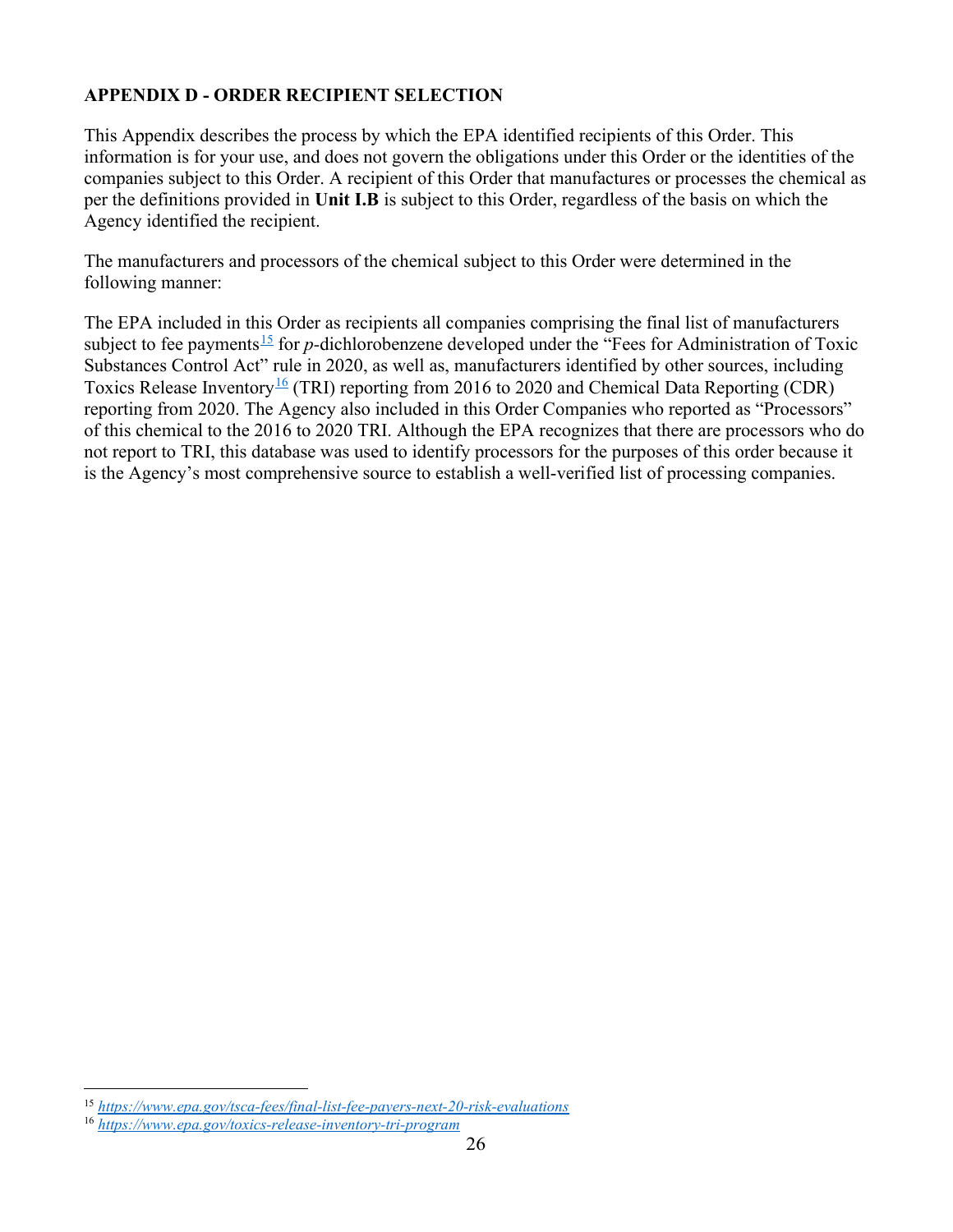## APPENDIX D - ORDER RECIPIENT SELECTION

This Appendix describes the process by which the EPA identified recipients of this Order. This information is for your use, and does not govern the obligations under this Order or the identities of the companies subject to this Order. A recipient of this Order that manufactures or processes the chemical as per the definitions provided in **Unit I.B** is subject to this Order, regardless of the basis on which the Agency identified the recipient.

The manufacturers and processors of the chemical subject to this Order were determined in the following manner:

The EPA included in this Order as recipients all companies comprising the final list of manufacturers subject to fee payments[15] for *p*-dichlorobenzene developed under the "Fees for Administration of Toxic Substances Control Act" rule in 2020, as well as, manufacturers identified by other sources, including Toxics Release Inventory[16] (TRI) reporting from 2016 to 2020 and Chemical Data Reporting (CDR) reporting from 2020. The Agency also included in this Order Companies who reported as "Processors" of this chemical to the 2016 to 2020 TRI. Although the EPA recognizes that there are processors who do not report to TRI, this database was used to identify processors for the purposes of this order because it is the Agency's most comprehensive source to establish a well-verified list of processing companies.

[15] *https://www.epa.gov/tsca-fees/final-list-fee-payers-next-20-risk-evaluations*

[16] *https://www.epa.gov/toxics-release-inventory-tri-program*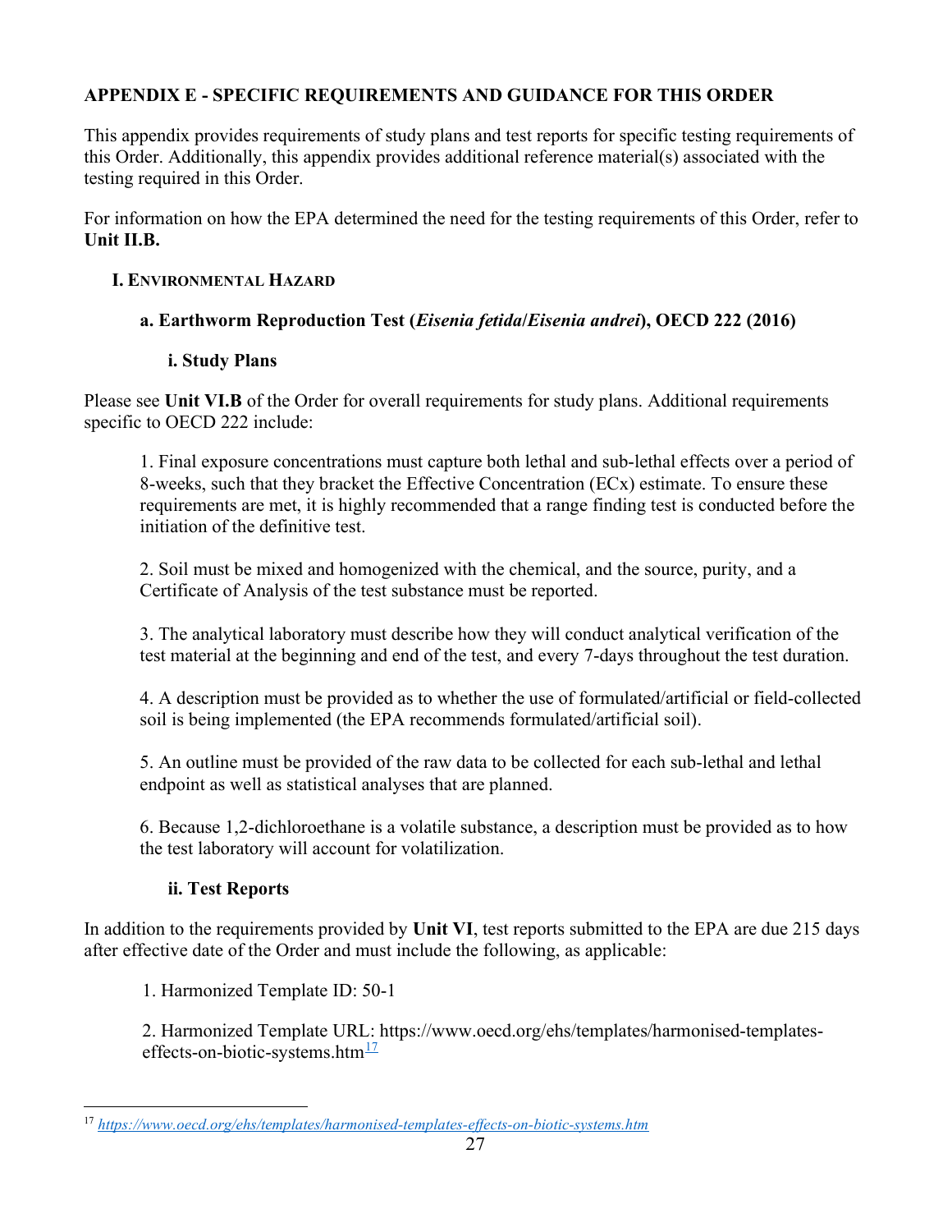# APPENDIX E - SPECIFIC REQUIREMENTS AND GUIDANCE FOR THIS ORDER

This appendix provides requirements of study plans and test reports for specific testing requirements of this Order. Additionally, this appendix provides additional reference material(s) associated with the testing required in this Order.

For information on how the EPA determined the need for the testing requirements of this Order, refer to **Unit II.B.**

## I. ENVIRONMENTAL HAZARD

### a. Earthworm Reproduction Test (*Eisenia fetida*/*Eisenia andrei*), OECD 222 (2016)

#### i. Study Plans

Please see **Unit VI.B** of the Order for overall requirements for study plans. Additional requirements specific to OECD 222 include:

1. Final exposure concentrations must capture both lethal and sub-lethal effects over a period of 8-weeks, such that they bracket the Effective Concentration (ECx) estimate. To ensure these requirements are met, it is highly recommended that a range finding test is conducted before the initiation of the definitive test.

2. Soil must be mixed and homogenized with the chemical, and the source, purity, and a Certificate of Analysis of the test substance must be reported.

3. The analytical laboratory must describe how they will conduct analytical verification of the test material at the beginning and end of the test, and every 7-days throughout the test duration.

4. A description must be provided as to whether the use of formulated/artificial or field-collected soil is being implemented (the EPA recommends formulated/artificial soil).

5. An outline must be provided of the raw data to be collected for each sub-lethal and lethal endpoint as well as statistical analyses that are planned.

6. Because 1,2-dichloroethane is a volatile substance, a description must be provided as to how the test laboratory will account for volatilization.

#### ii. Test Reports

In addition to the requirements provided by **Unit VI**, test reports submitted to the EPA are due 215 days after effective date of the Order and must include the following, as applicable:

1. Harmonized Template ID: 50-1

2. Harmonized Template URL: https://www.oecd.org/ehs/templates/harmonised-templates-effects-on-biotic-systems.htm[17]

[17] *https://www.oecd.org/ehs/templates/harmonised-templates-effects-on-biotic-systems.htm*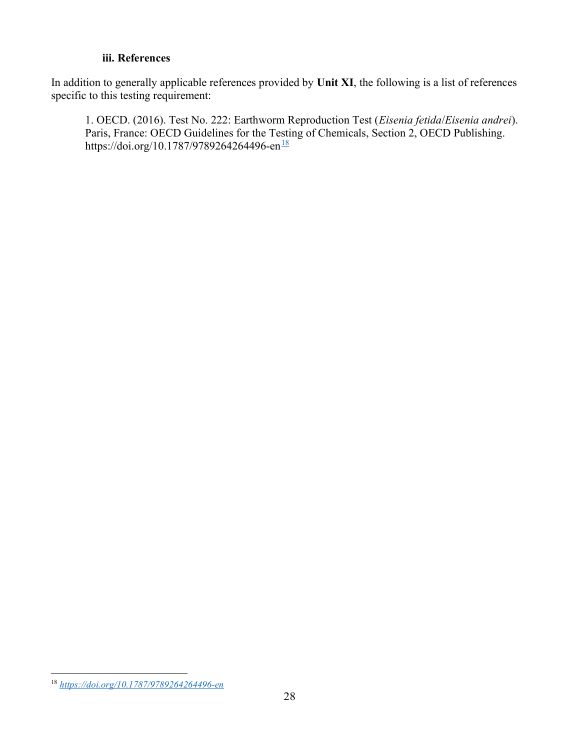#### iii. References

In addition to generally applicable references provided by **Unit XI**, the following is a list of references specific to this testing requirement:

1. OECD. (2016). Test No. 222: Earthworm Reproduction Test (*Eisenia fetida*/*Eisenia andrei*). Paris, France: OECD Guidelines for the Testing of Chemicals, Section 2, OECD Publishing. https://doi.org/10.1787/9789264264496-en[18]

[18] *https://doi.org/10.1787/9789264264496-en*